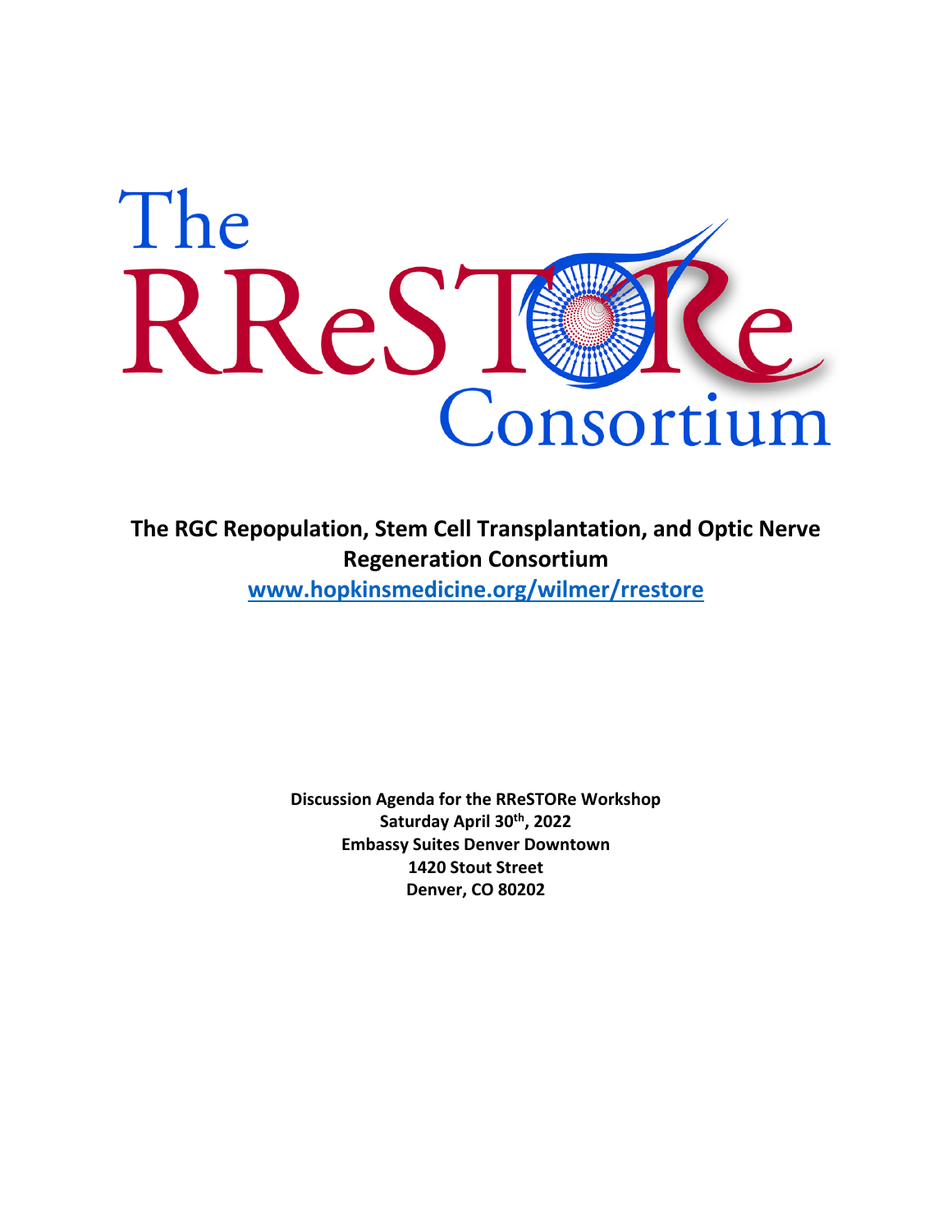# The RReSTORe Consortium

**The RGC Repopulation, Stem Cell Transplantation, and Optic Nerve Regeneration Consortium**

**www.hopkinsmedicine.org/wilmer/rrestore**

**Discussion Agenda for the RReSTORe Workshop**
**Saturday April 30th, 2022**
**Embassy Suites Denver Downtown**
**1420 Stout Street**
**Denver, CO 80202**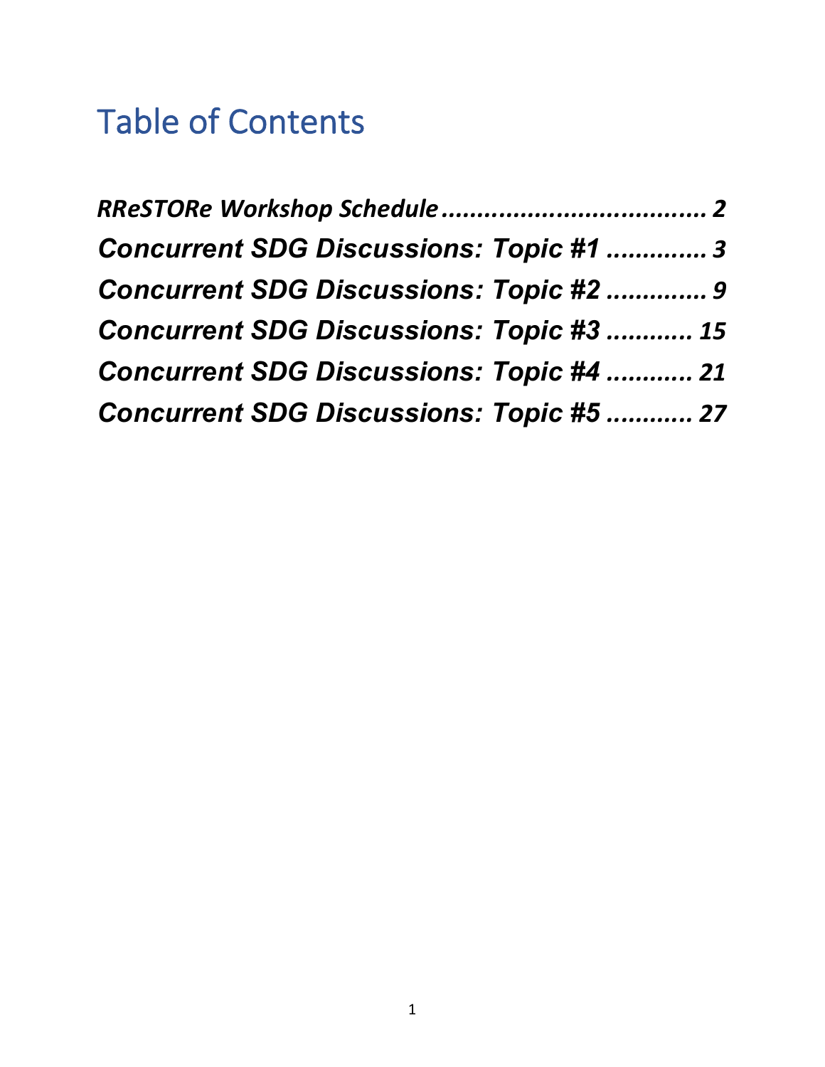# Table of Contents

*RReSTORe Workshop Schedule* ..................................... *2*

***Concurrent SDG Discussions: Topic #1*** ............. *3*

***Concurrent SDG Discussions: Topic #2*** ............. *9*

***Concurrent SDG Discussions: Topic #3*** ........... *15*

***Concurrent SDG Discussions: Topic #4*** ........... *21*

***Concurrent SDG Discussions: Topic #5*** ........... *27*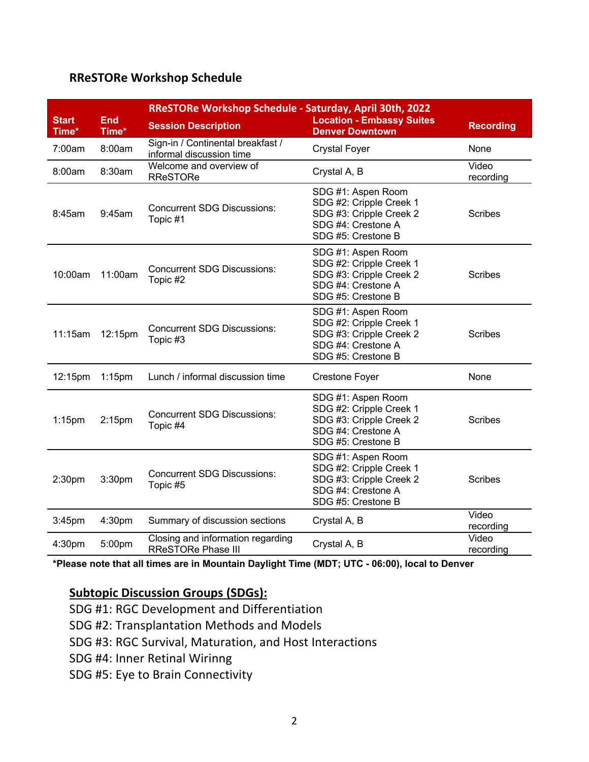## RReSTORe Workshop Schedule

| Start Time* | End Time* | RReSTORe Workshop Schedule - Saturday, April 30th, 2022<br>Session Description | Location - Embassy Suites Denver Downtown | Recording |
|---|---|---|---|---|
| 7:00am | 8:00am | Sign-in / Continental breakfast / informal discussion time | Crystal Foyer | None |
| 8:00am | 8:30am | Welcome and overview of RReSTORe | Crystal A, B | Video recording |
| 8:45am | 9:45am | Concurrent SDG Discussions: Topic #1 | SDG #1: Aspen Room<br>SDG #2: Cripple Creek 1<br>SDG #3: Cripple Creek 2<br>SDG #4: Crestone A<br>SDG #5: Crestone B | Scribes |
| 10:00am | 11:00am | Concurrent SDG Discussions: Topic #2 | SDG #1: Aspen Room<br>SDG #2: Cripple Creek 1<br>SDG #3: Cripple Creek 2<br>SDG #4: Crestone A<br>SDG #5: Crestone B | Scribes |
| 11:15am | 12:15pm | Concurrent SDG Discussions: Topic #3 | SDG #1: Aspen Room<br>SDG #2: Cripple Creek 1<br>SDG #3: Cripple Creek 2<br>SDG #4: Crestone A<br>SDG #5: Crestone B | Scribes |
| 12:15pm | 1:15pm | Lunch / informal discussion time | Crestone Foyer | None |
| 1:15pm | 2:15pm | Concurrent SDG Discussions: Topic #4 | SDG #1: Aspen Room<br>SDG #2: Cripple Creek 1<br>SDG #3: Cripple Creek 2<br>SDG #4: Crestone A<br>SDG #5: Crestone B | Scribes |
| 2:30pm | 3:30pm | Concurrent SDG Discussions: Topic #5 | SDG #1: Aspen Room<br>SDG #2: Cripple Creek 1<br>SDG #3: Cripple Creek 2<br>SDG #4: Crestone A<br>SDG #5: Crestone B | Scribes |
| 3:45pm | 4:30pm | Summary of discussion sections | Crystal A, B | Video recording |
| 4:30pm | 5:00pm | Closing and information regarding RReSTORe Phase III | Crystal A, B | Video recording |

**\*Please note that all times are in Mountain Daylight Time (MDT; UTC - 06:00), local to Denver**

### Subtopic Discussion Groups (SDGs):

SDG #1: RGC Development and Differentiation
SDG #2: Transplantation Methods and Models
SDG #3: RGC Survival, Maturation, and Host Interactions
SDG #4: Inner Retinal Wirinng
SDG #5: Eye to Brain Connectivity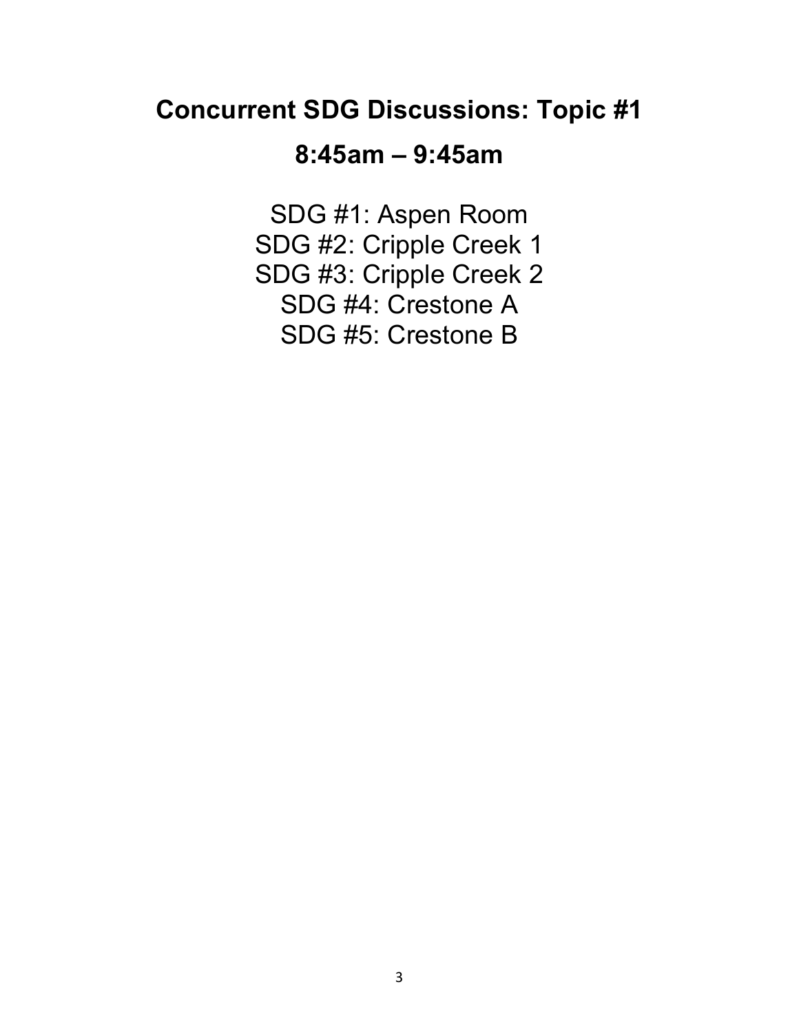## Concurrent SDG Discussions: Topic #1

## 8:45am – 9:45am

SDG #1: Aspen Room
SDG #2: Cripple Creek 1
SDG #3: Cripple Creek 2
SDG #4: Crestone A
SDG #5: Crestone B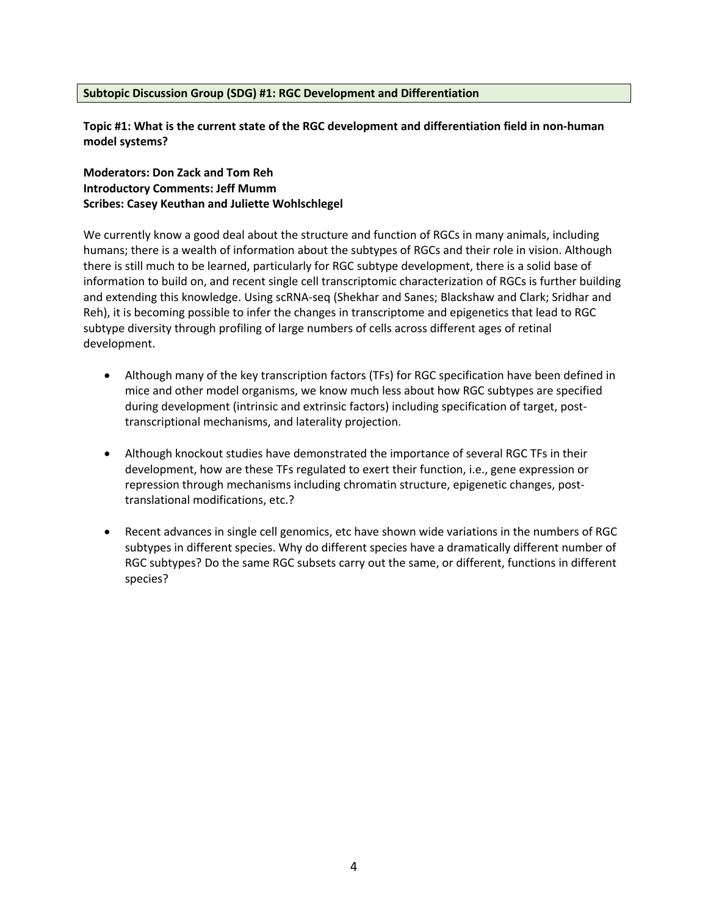**Subtopic Discussion Group (SDG) #1: RGC Development and Differentiation**

**Topic #1: What is the current state of the RGC development and differentiation field in non-human model systems?**

**Moderators: Don Zack and Tom Reh**
**Introductory Comments: Jeff Mumm**
**Scribes: Casey Keuthan and Juliette Wohlschlegel**

We currently know a good deal about the structure and function of RGCs in many animals, including humans; there is a wealth of information about the subtypes of RGCs and their role in vision. Although there is still much to be learned, particularly for RGC subtype development, there is a solid base of information to build on, and recent single cell transcriptomic characterization of RGCs is further building and extending this knowledge. Using scRNA-seq (Shekhar and Sanes; Blackshaw and Clark; Sridhar and Reh), it is becoming possible to infer the changes in transcriptome and epigenetics that lead to RGC subtype diversity through profiling of large numbers of cells across different ages of retinal development.

- Although many of the key transcription factors (TFs) for RGC specification have been defined in mice and other model organisms, we know much less about how RGC subtypes are specified during development (intrinsic and extrinsic factors) including specification of target, post-transcriptional mechanisms, and laterality projection.

- Although knockout studies have demonstrated the importance of several RGC TFs in their development, how are these TFs regulated to exert their function, i.e., gene expression or repression through mechanisms including chromatin structure, epigenetic changes, post-translational modifications, etc.?

- Recent advances in single cell genomics, etc have shown wide variations in the numbers of RGC subtypes in different species. Why do different species have a dramatically different number of RGC subtypes? Do the same RGC subsets carry out the same, or different, functions in different species?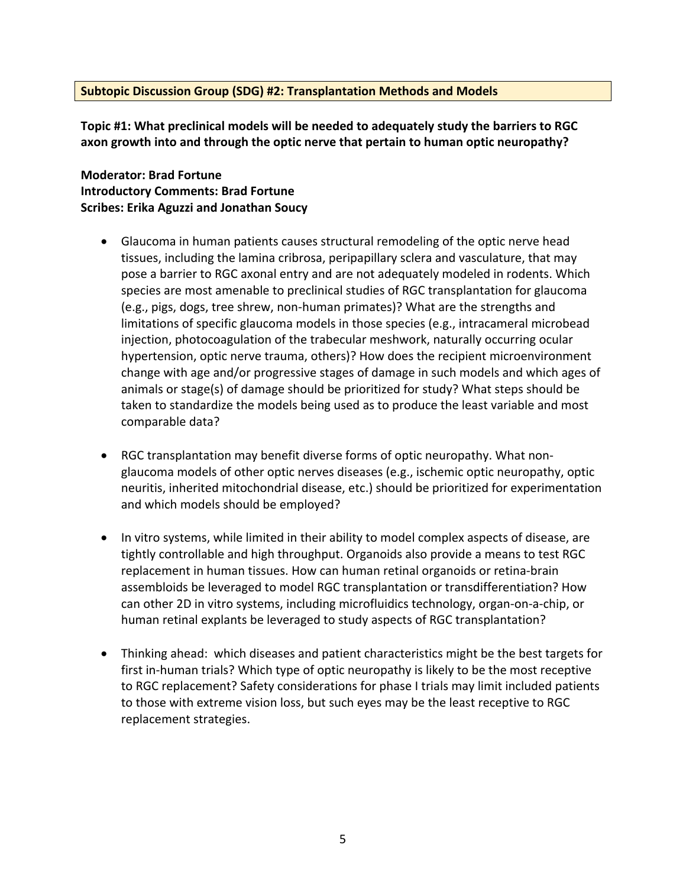**Subtopic Discussion Group (SDG) #2: Transplantation Methods and Models**

**Topic #1: What preclinical models will be needed to adequately study the barriers to RGC axon growth into and through the optic nerve that pertain to human optic neuropathy?**

**Moderator: Brad Fortune**
**Introductory Comments: Brad Fortune**
**Scribes: Erika Aguzzi and Jonathan Soucy**

- Glaucoma in human patients causes structural remodeling of the optic nerve head tissues, including the lamina cribrosa, peripapillary sclera and vasculature, that may pose a barrier to RGC axonal entry and are not adequately modeled in rodents. Which species are most amenable to preclinical studies of RGC transplantation for glaucoma (e.g., pigs, dogs, tree shrew, non-human primates)? What are the strengths and limitations of specific glaucoma models in those species (e.g., intracameral microbead injection, photocoagulation of the trabecular meshwork, naturally occurring ocular hypertension, optic nerve trauma, others)? How does the recipient microenvironment change with age and/or progressive stages of damage in such models and which ages of animals or stage(s) of damage should be prioritized for study? What steps should be taken to standardize the models being used as to produce the least variable and most comparable data?

- RGC transplantation may benefit diverse forms of optic neuropathy. What non-glaucoma models of other optic nerves diseases (e.g., ischemic optic neuropathy, optic neuritis, inherited mitochondrial disease, etc.) should be prioritized for experimentation and which models should be employed?

- In vitro systems, while limited in their ability to model complex aspects of disease, are tightly controllable and high throughput. Organoids also provide a means to test RGC replacement in human tissues. How can human retinal organoids or retina-brain assembloids be leveraged to model RGC transplantation or transdifferentiation? How can other 2D in vitro systems, including microfluidics technology, organ-on-a-chip, or human retinal explants be leveraged to study aspects of RGC transplantation?

- Thinking ahead: which diseases and patient characteristics might be the best targets for first in-human trials? Which type of optic neuropathy is likely to be the most receptive to RGC replacement? Safety considerations for phase I trials may limit included patients to those with extreme vision loss, but such eyes may be the least receptive to RGC replacement strategies.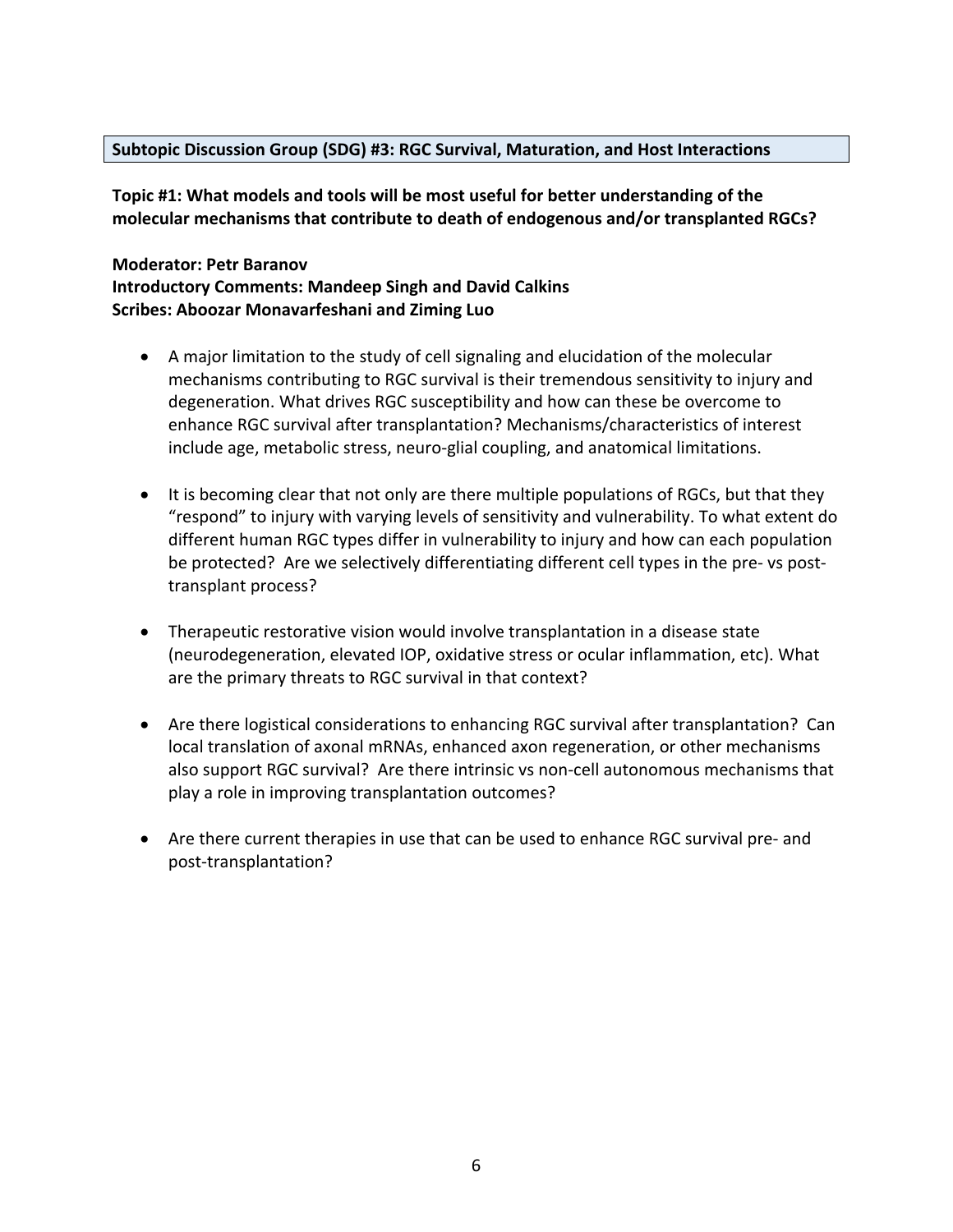**Subtopic Discussion Group (SDG) #3: RGC Survival, Maturation, and Host Interactions**

**Topic #1: What models and tools will be most useful for better understanding of the molecular mechanisms that contribute to death of endogenous and/or transplanted RGCs?**

**Moderator: Petr Baranov**
**Introductory Comments: Mandeep Singh and David Calkins**
**Scribes: Aboozar Monavarfeshani and Ziming Luo**

- A major limitation to the study of cell signaling and elucidation of the molecular mechanisms contributing to RGC survival is their tremendous sensitivity to injury and degeneration. What drives RGC susceptibility and how can these be overcome to enhance RGC survival after transplantation? Mechanisms/characteristics of interest include age, metabolic stress, neuro-glial coupling, and anatomical limitations.

- It is becoming clear that not only are there multiple populations of RGCs, but that they "respond" to injury with varying levels of sensitivity and vulnerability. To what extent do different human RGC types differ in vulnerability to injury and how can each population be protected? Are we selectively differentiating different cell types in the pre- vs post-transplant process?

- Therapeutic restorative vision would involve transplantation in a disease state (neurodegeneration, elevated IOP, oxidative stress or ocular inflammation, etc). What are the primary threats to RGC survival in that context?

- Are there logistical considerations to enhancing RGC survival after transplantation? Can local translation of axonal mRNAs, enhanced axon regeneration, or other mechanisms also support RGC survival? Are there intrinsic vs non-cell autonomous mechanisms that play a role in improving transplantation outcomes?

- Are there current therapies in use that can be used to enhance RGC survival pre- and post-transplantation?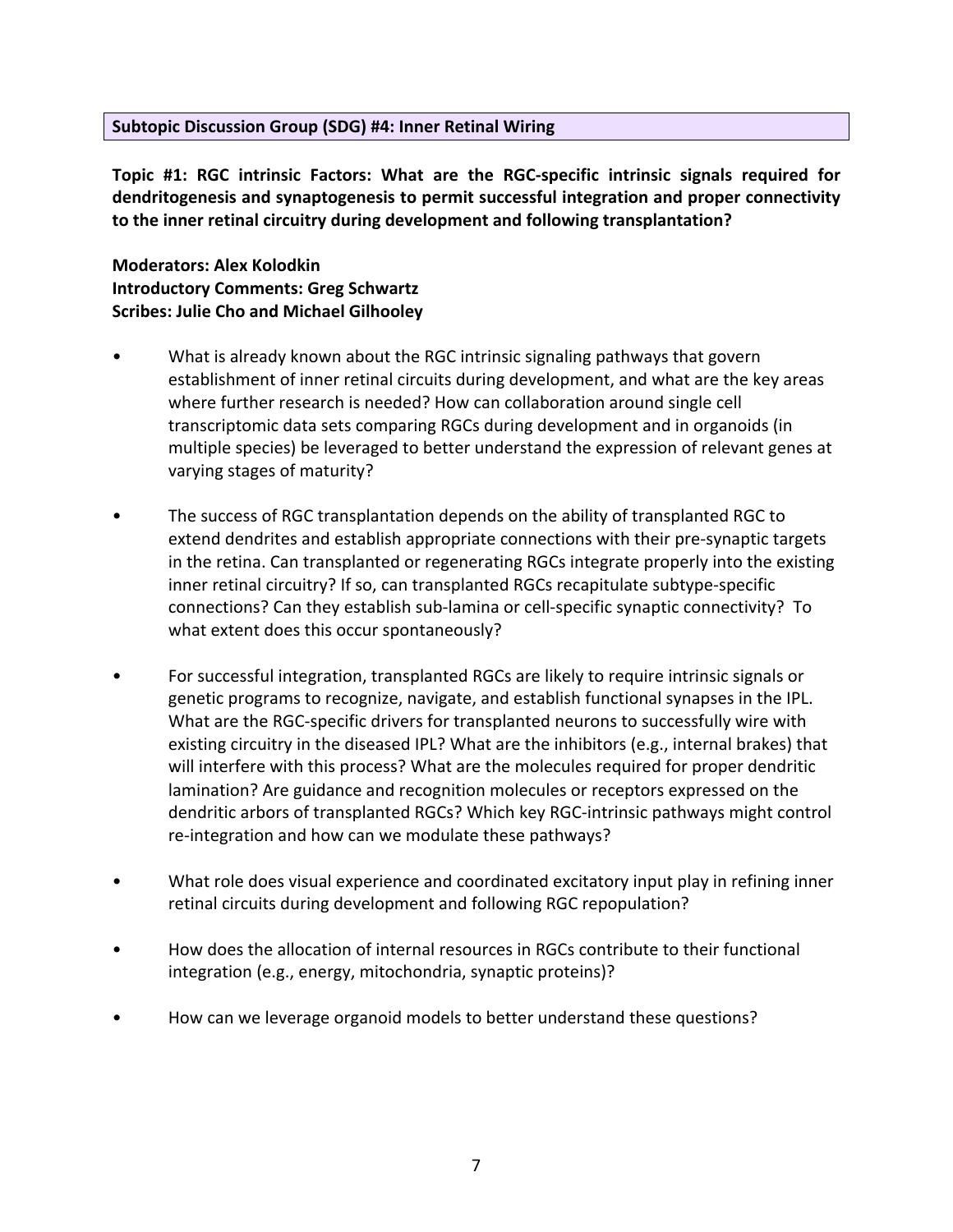## Subtopic Discussion Group (SDG) #4: Inner Retinal Wiring

**Topic #1: RGC intrinsic Factors: What are the RGC-specific intrinsic signals required for dendritogenesis and synaptogenesis to permit successful integration and proper connectivity to the inner retinal circuitry during development and following transplantation?**

**Moderators: Alex Kolodkin**
**Introductory Comments: Greg Schwartz**
**Scribes: Julie Cho and Michael Gilhooley**

- What is already known about the RGC intrinsic signaling pathways that govern establishment of inner retinal circuits during development, and what are the key areas where further research is needed? How can collaboration around single cell transcriptomic data sets comparing RGCs during development and in organoids (in multiple species) be leveraged to better understand the expression of relevant genes at varying stages of maturity?

- The success of RGC transplantation depends on the ability of transplanted RGC to extend dendrites and establish appropriate connections with their pre-synaptic targets in the retina. Can transplanted or regenerating RGCs integrate properly into the existing inner retinal circuitry? If so, can transplanted RGCs recapitulate subtype-specific connections? Can they establish sub-lamina or cell-specific synaptic connectivity? To what extent does this occur spontaneously?

- For successful integration, transplanted RGCs are likely to require intrinsic signals or genetic programs to recognize, navigate, and establish functional synapses in the IPL. What are the RGC-specific drivers for transplanted neurons to successfully wire with existing circuitry in the diseased IPL? What are the inhibitors (e.g., internal brakes) that will interfere with this process? What are the molecules required for proper dendritic lamination? Are guidance and recognition molecules or receptors expressed on the dendritic arbors of transplanted RGCs? Which key RGC-intrinsic pathways might control re-integration and how can we modulate these pathways?

- What role does visual experience and coordinated excitatory input play in refining inner retinal circuits during development and following RGC repopulation?

- How does the allocation of internal resources in RGCs contribute to their functional integration (e.g., energy, mitochondria, synaptic proteins)?

- How can we leverage organoid models to better understand these questions?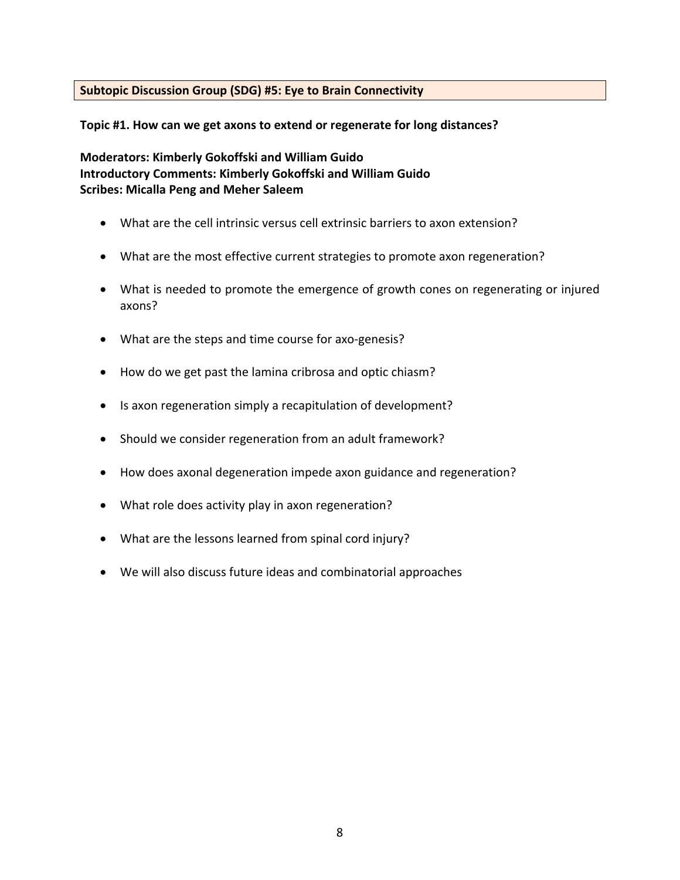## Subtopic Discussion Group (SDG) #5: Eye to Brain Connectivity

**Topic #1. How can we get axons to extend or regenerate for long distances?**

**Moderators: Kimberly Gokoffski and William Guido**
**Introductory Comments: Kimberly Gokoffski and William Guido**
**Scribes: Micalla Peng and Meher Saleem**

- What are the cell intrinsic versus cell extrinsic barriers to axon extension?
- What are the most effective current strategies to promote axon regeneration?
- What is needed to promote the emergence of growth cones on regenerating or injured axons?
- What are the steps and time course for axo-genesis?
- How do we get past the lamina cribrosa and optic chiasm?
- Is axon regeneration simply a recapitulation of development?
- Should we consider regeneration from an adult framework?
- How does axonal degeneration impede axon guidance and regeneration?
- What role does activity play in axon regeneration?
- What are the lessons learned from spinal cord injury?
- We will also discuss future ideas and combinatorial approaches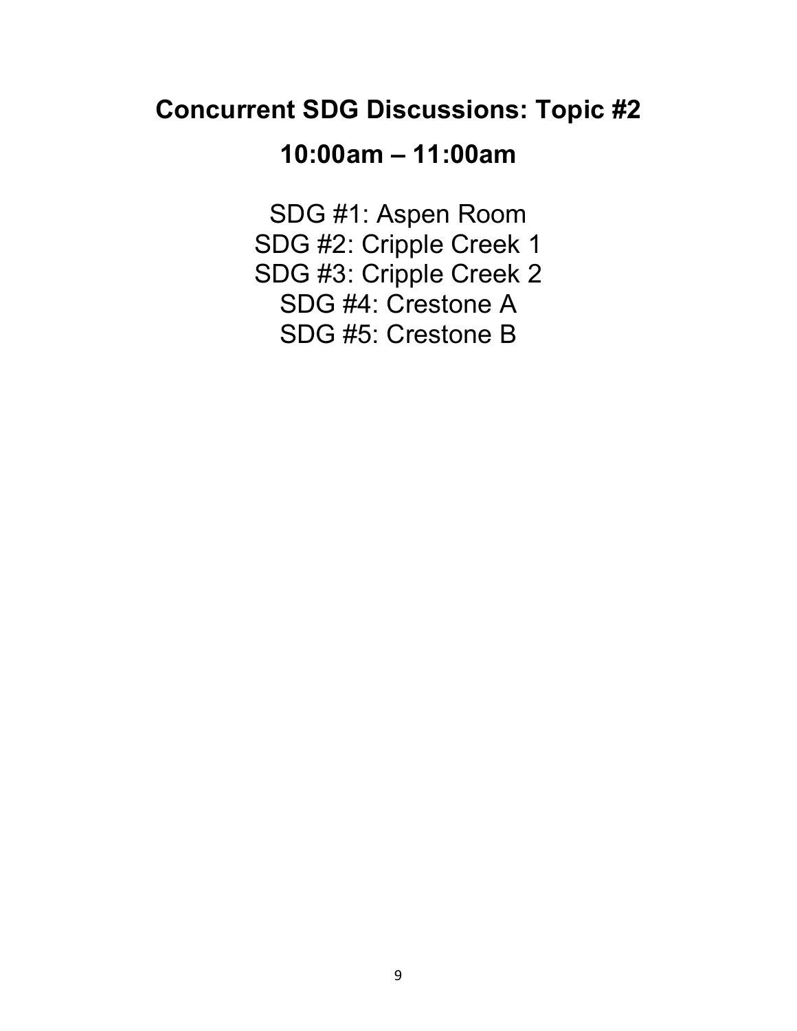## Concurrent SDG Discussions: Topic #2

## 10:00am – 11:00am

SDG #1: Aspen Room
SDG #2: Cripple Creek 1
SDG #3: Cripple Creek 2
SDG #4: Crestone A
SDG #5: Crestone B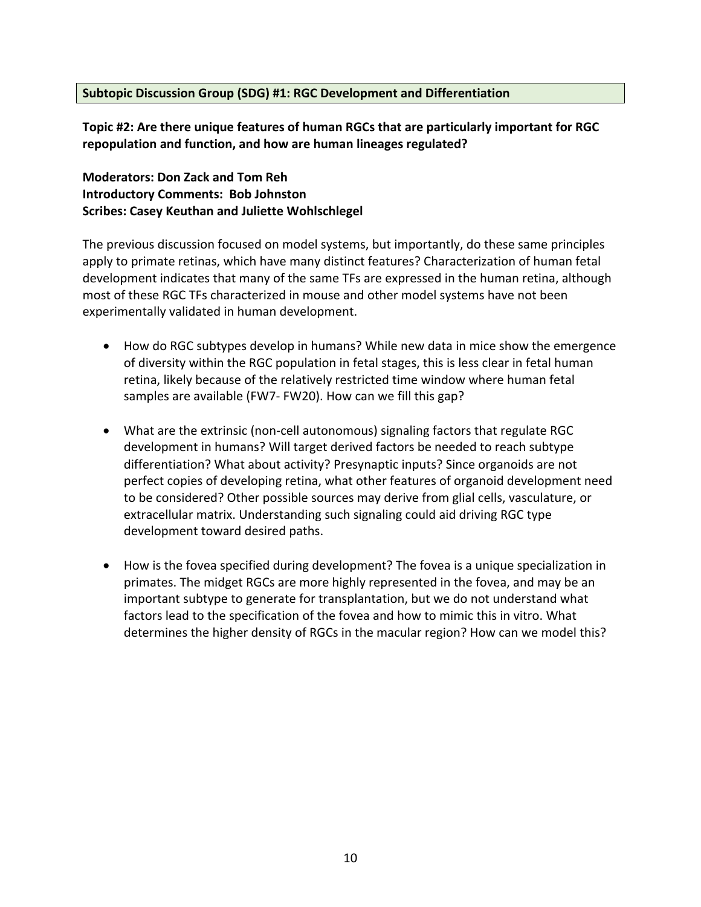**Subtopic Discussion Group (SDG) #1: RGC Development and Differentiation**

**Topic #2: Are there unique features of human RGCs that are particularly important for RGC repopulation and function, and how are human lineages regulated?**

**Moderators: Don Zack and Tom Reh**
**Introductory Comments: Bob Johnston**
**Scribes: Casey Keuthan and Juliette Wohlschlegel**

The previous discussion focused on model systems, but importantly, do these same principles apply to primate retinas, which have many distinct features? Characterization of human fetal development indicates that many of the same TFs are expressed in the human retina, although most of these RGC TFs characterized in mouse and other model systems have not been experimentally validated in human development.

- How do RGC subtypes develop in humans? While new data in mice show the emergence of diversity within the RGC population in fetal stages, this is less clear in fetal human retina, likely because of the relatively restricted time window where human fetal samples are available (FW7- FW20). How can we fill this gap?

- What are the extrinsic (non-cell autonomous) signaling factors that regulate RGC development in humans? Will target derived factors be needed to reach subtype differentiation? What about activity? Presynaptic inputs? Since organoids are not perfect copies of developing retina, what other features of organoid development need to be considered? Other possible sources may derive from glial cells, vasculature, or extracellular matrix. Understanding such signaling could aid driving RGC type development toward desired paths.

- How is the fovea specified during development? The fovea is a unique specialization in primates. The midget RGCs are more highly represented in the fovea, and may be an important subtype to generate for transplantation, but we do not understand what factors lead to the specification of the fovea and how to mimic this in vitro. What determines the higher density of RGCs in the macular region? How can we model this?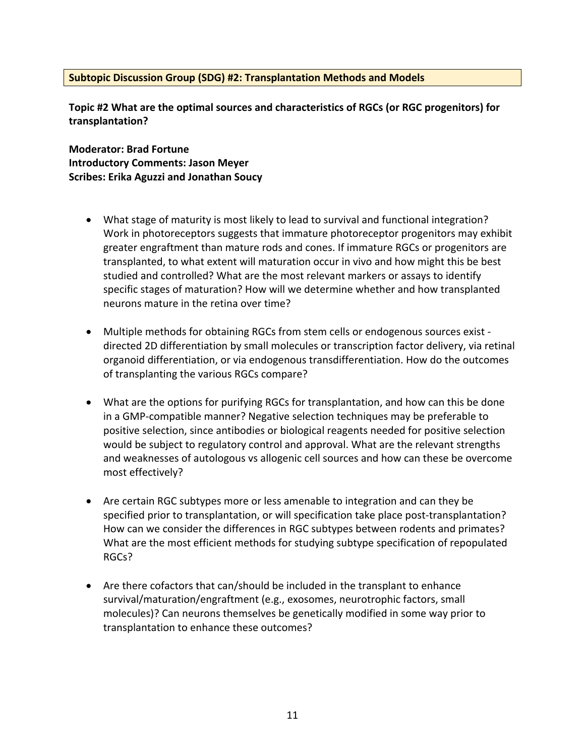**Subtopic Discussion Group (SDG) #2: Transplantation Methods and Models**

**Topic #2 What are the optimal sources and characteristics of RGCs (or RGC progenitors) for transplantation?**

**Moderator: Brad Fortune**
**Introductory Comments: Jason Meyer**
**Scribes: Erika Aguzzi and Jonathan Soucy**

- What stage of maturity is most likely to lead to survival and functional integration? Work in photoreceptors suggests that immature photoreceptor progenitors may exhibit greater engraftment than mature rods and cones. If immature RGCs or progenitors are transplanted, to what extent will maturation occur in vivo and how might this be best studied and controlled? What are the most relevant markers or assays to identify specific stages of maturation? How will we determine whether and how transplanted neurons mature in the retina over time?

- Multiple methods for obtaining RGCs from stem cells or endogenous sources exist - directed 2D differentiation by small molecules or transcription factor delivery, via retinal organoid differentiation, or via endogenous transdifferentiation. How do the outcomes of transplanting the various RGCs compare?

- What are the options for purifying RGCs for transplantation, and how can this be done in a GMP-compatible manner? Negative selection techniques may be preferable to positive selection, since antibodies or biological reagents needed for positive selection would be subject to regulatory control and approval. What are the relevant strengths and weaknesses of autologous vs allogenic cell sources and how can these be overcome most effectively?

- Are certain RGC subtypes more or less amenable to integration and can they be specified prior to transplantation, or will specification take place post-transplantation? How can we consider the differences in RGC subtypes between rodents and primates? What are the most efficient methods for studying subtype specification of repopulated RGCs?

- Are there cofactors that can/should be included in the transplant to enhance survival/maturation/engraftment (e.g., exosomes, neurotrophic factors, small molecules)? Can neurons themselves be genetically modified in some way prior to transplantation to enhance these outcomes?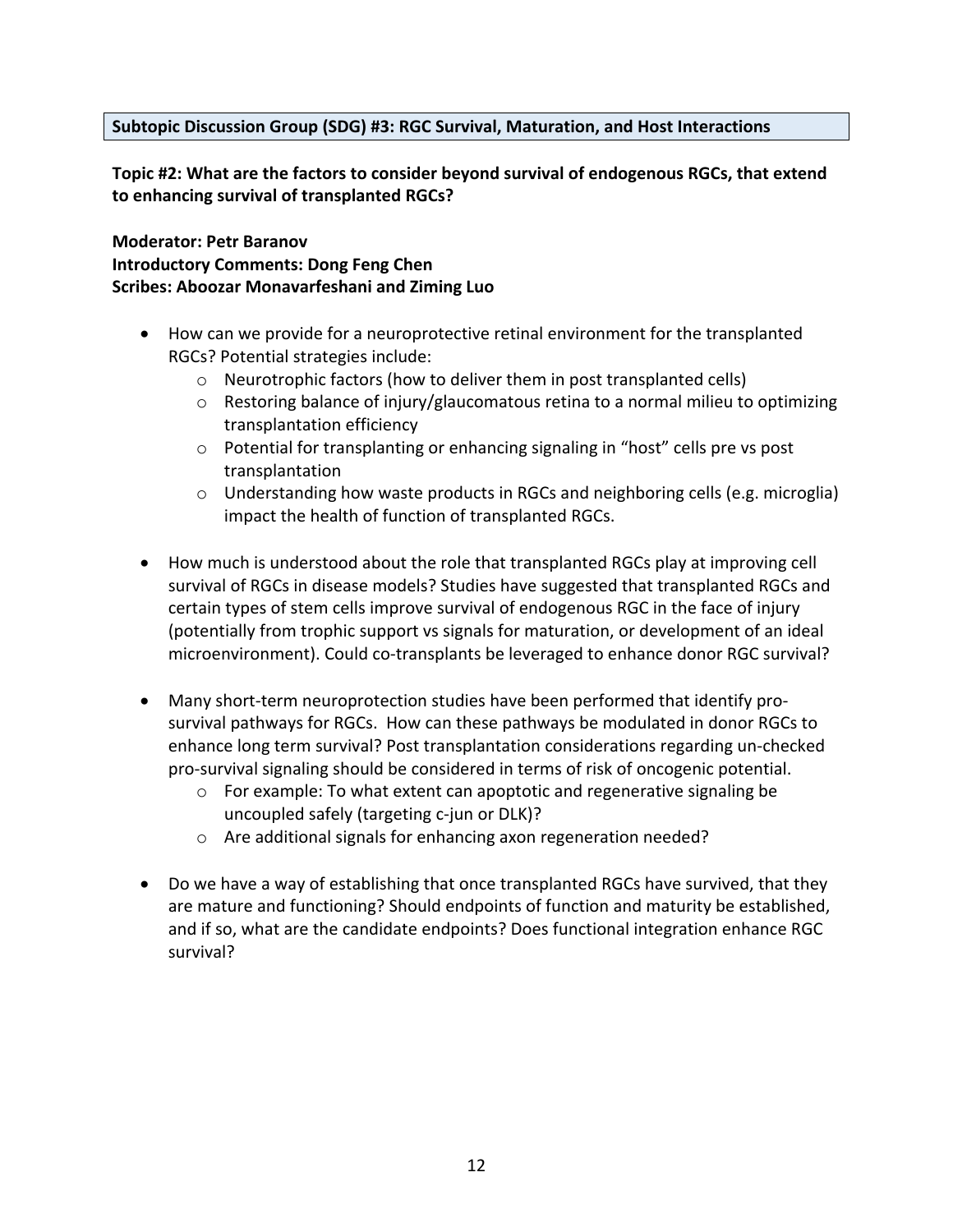## Subtopic Discussion Group (SDG) #3: RGC Survival, Maturation, and Host Interactions

**Topic #2: What are the factors to consider beyond survival of endogenous RGCs, that extend to enhancing survival of transplanted RGCs?**

**Moderator: Petr Baranov**
**Introductory Comments: Dong Feng Chen**
**Scribes: Aboozar Monavarfeshani and Ziming Luo**

- How can we provide for a neuroprotective retinal environment for the transplanted RGCs? Potential strategies include:
  - Neurotrophic factors (how to deliver them in post transplanted cells)
  - Restoring balance of injury/glaucomatous retina to a normal milieu to optimizing transplantation efficiency
  - Potential for transplanting or enhancing signaling in "host" cells pre vs post transplantation
  - Understanding how waste products in RGCs and neighboring cells (e.g. microglia) impact the health of function of transplanted RGCs.

- How much is understood about the role that transplanted RGCs play at improving cell survival of RGCs in disease models? Studies have suggested that transplanted RGCs and certain types of stem cells improve survival of endogenous RGC in the face of injury (potentially from trophic support vs signals for maturation, or development of an ideal microenvironment). Could co-transplants be leveraged to enhance donor RGC survival?

- Many short-term neuroprotection studies have been performed that identify pro-survival pathways for RGCs. How can these pathways be modulated in donor RGCs to enhance long term survival? Post transplantation considerations regarding un-checked pro-survival signaling should be considered in terms of risk of oncogenic potential.
  - For example: To what extent can apoptotic and regenerative signaling be uncoupled safely (targeting c-jun or DLK)?
  - Are additional signals for enhancing axon regeneration needed?

- Do we have a way of establishing that once transplanted RGCs have survived, that they are mature and functioning? Should endpoints of function and maturity be established, and if so, what are the candidate endpoints? Does functional integration enhance RGC survival?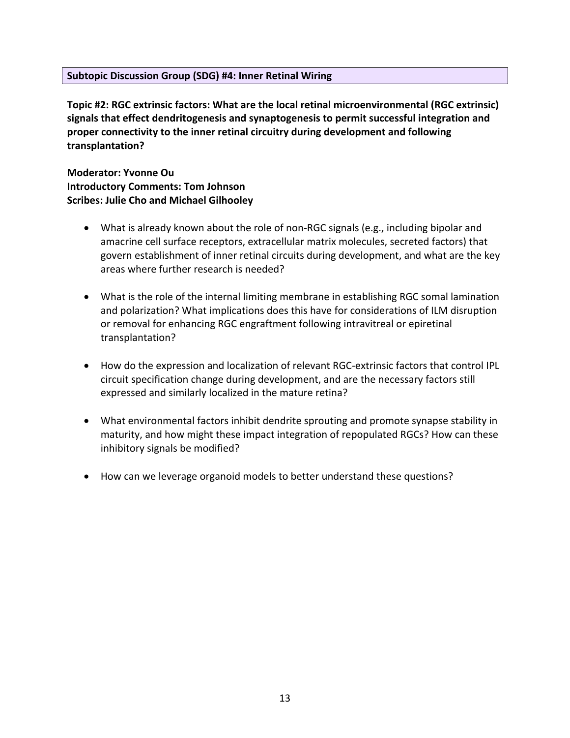## Subtopic Discussion Group (SDG) #4: Inner Retinal Wiring

**Topic #2: RGC extrinsic factors: What are the local retinal microenvironmental (RGC extrinsic) signals that effect dendritogenesis and synaptogenesis to permit successful integration and proper connectivity to the inner retinal circuitry during development and following transplantation?**

**Moderator: Yvonne Ou**
**Introductory Comments: Tom Johnson**
**Scribes: Julie Cho and Michael Gilhooley**

- What is already known about the role of non-RGC signals (e.g., including bipolar and amacrine cell surface receptors, extracellular matrix molecules, secreted factors) that govern establishment of inner retinal circuits during development, and what are the key areas where further research is needed?

- What is the role of the internal limiting membrane in establishing RGC somal lamination and polarization? What implications does this have for considerations of ILM disruption or removal for enhancing RGC engraftment following intravitreal or epiretinal transplantation?

- How do the expression and localization of relevant RGC-extrinsic factors that control IPL circuit specification change during development, and are the necessary factors still expressed and similarly localized in the mature retina?

- What environmental factors inhibit dendrite sprouting and promote synapse stability in maturity, and how might these impact integration of repopulated RGCs? How can these inhibitory signals be modified?

- How can we leverage organoid models to better understand these questions?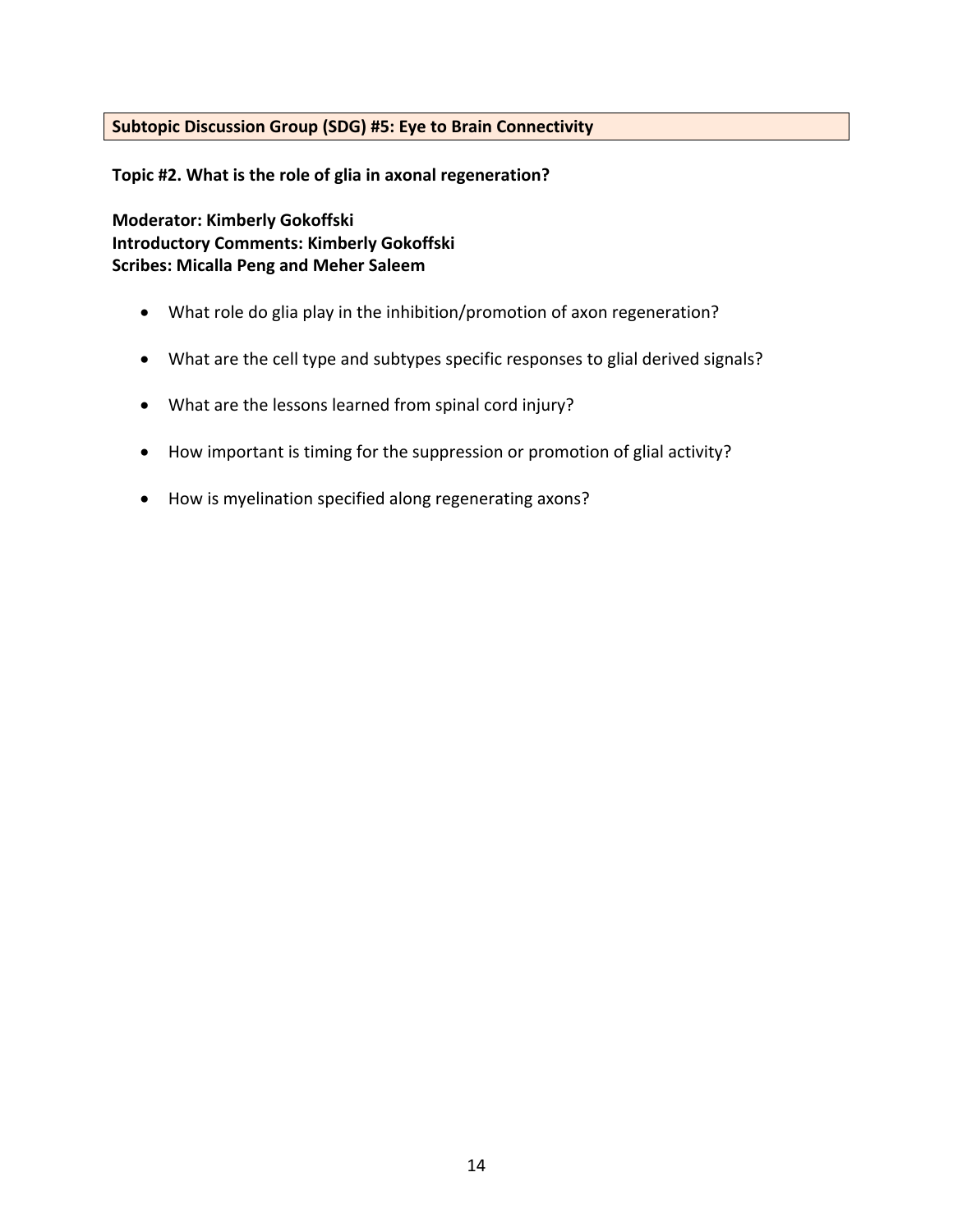## Subtopic Discussion Group (SDG) #5: Eye to Brain Connectivity

**Topic #2. What is the role of glia in axonal regeneration?**

**Moderator: Kimberly Gokoffski**
**Introductory Comments: Kimberly Gokoffski**
**Scribes: Micalla Peng and Meher Saleem**

- What role do glia play in the inhibition/promotion of axon regeneration?
- What are the cell type and subtypes specific responses to glial derived signals?
- What are the lessons learned from spinal cord injury?
- How important is timing for the suppression or promotion of glial activity?
- How is myelination specified along regenerating axons?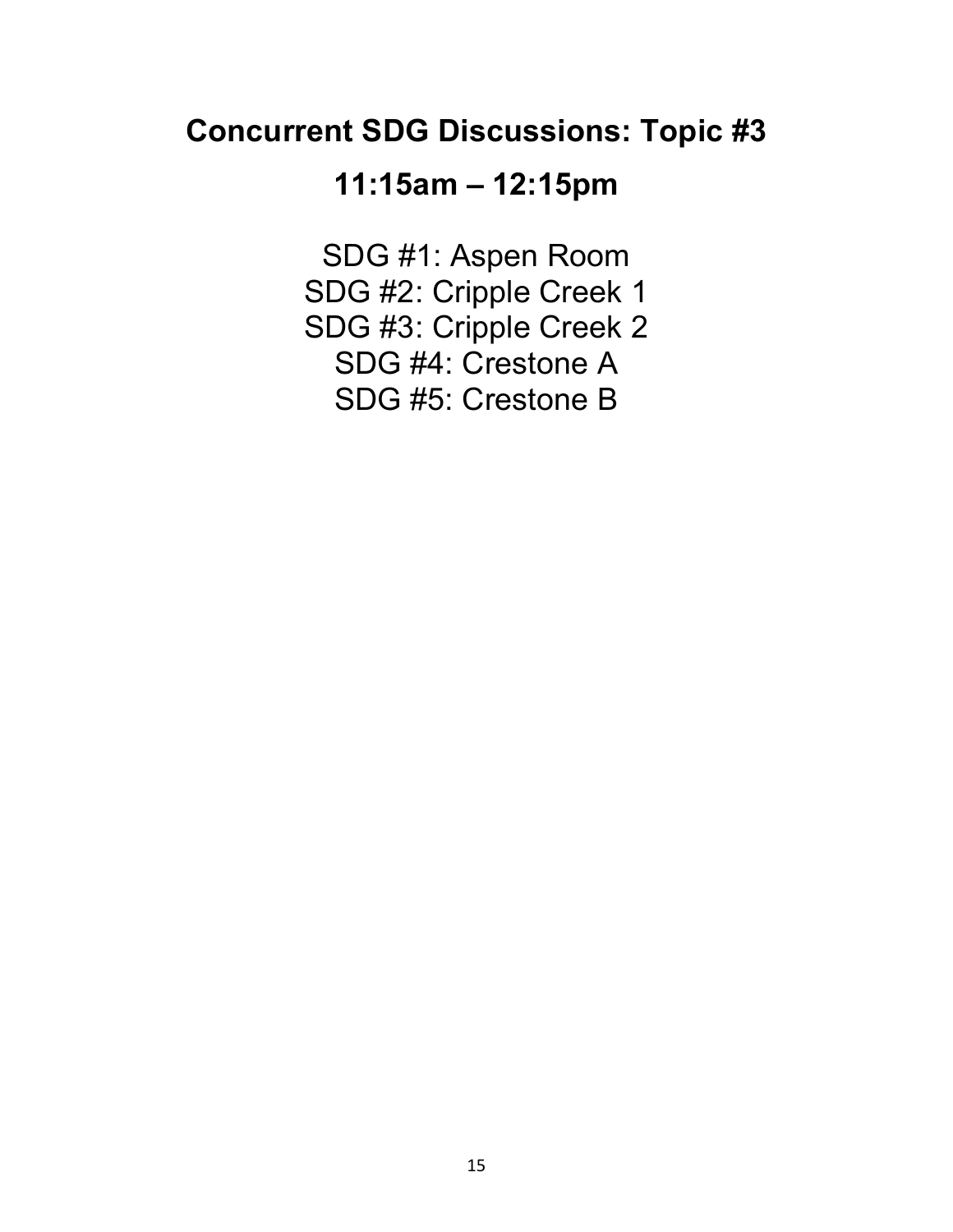# Concurrent SDG Discussions: Topic #3

## 11:15am – 12:15pm

SDG #1: Aspen Room
SDG #2: Cripple Creek 1
SDG #3: Cripple Creek 2
SDG #4: Crestone A
SDG #5: Crestone B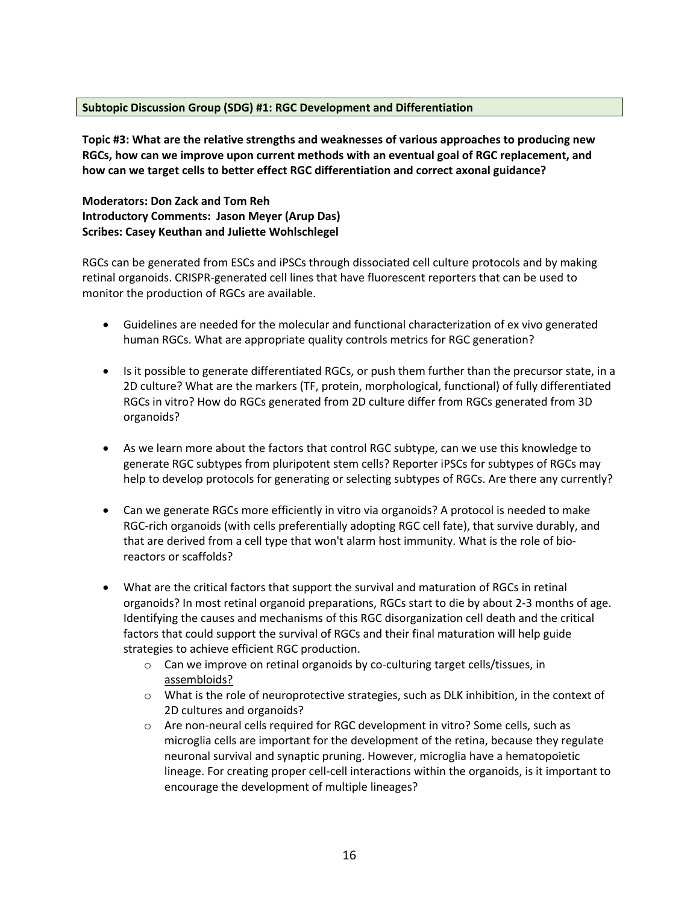**Subtopic Discussion Group (SDG) #1: RGC Development and Differentiation**

**Topic #3: What are the relative strengths and weaknesses of various approaches to producing new RGCs, how can we improve upon current methods with an eventual goal of RGC replacement, and how can we target cells to better effect RGC differentiation and correct axonal guidance?**

**Moderators: Don Zack and Tom Reh**
**Introductory Comments: Jason Meyer (Arup Das)**
**Scribes: Casey Keuthan and Juliette Wohlschlegel**

RGCs can be generated from ESCs and iPSCs through dissociated cell culture protocols and by making retinal organoids. CRISPR-generated cell lines that have fluorescent reporters that can be used to monitor the production of RGCs are available.

- Guidelines are needed for the molecular and functional characterization of ex vivo generated human RGCs. What are appropriate quality controls metrics for RGC generation?

- Is it possible to generate differentiated RGCs, or push them further than the precursor state, in a 2D culture? What are the markers (TF, protein, morphological, functional) of fully differentiated RGCs in vitro? How do RGCs generated from 2D culture differ from RGCs generated from 3D organoids?

- As we learn more about the factors that control RGC subtype, can we use this knowledge to generate RGC subtypes from pluripotent stem cells? Reporter iPSCs for subtypes of RGCs may help to develop protocols for generating or selecting subtypes of RGCs. Are there any currently?

- Can we generate RGCs more efficiently in vitro via organoids? A protocol is needed to make RGC-rich organoids (with cells preferentially adopting RGC cell fate), that survive durably, and that are derived from a cell type that won't alarm host immunity. What is the role of bio-reactors or scaffolds?

- What are the critical factors that support the survival and maturation of RGCs in retinal organoids? In most retinal organoid preparations, RGCs start to die by about 2-3 months of age. Identifying the causes and mechanisms of this RGC disorganization cell death and the critical factors that could support the survival of RGCs and their final maturation will help guide strategies to achieve efficient RGC production.
    - Can we improve on retinal organoids by co-culturing target cells/tissues, in assembloids?
    - What is the role of neuroprotective strategies, such as DLK inhibition, in the context of 2D cultures and organoids?
    - Are non-neural cells required for RGC development in vitro? Some cells, such as microglia cells are important for the development of the retina, because they regulate neuronal survival and synaptic pruning. However, microglia have a hematopoietic lineage. For creating proper cell-cell interactions within the organoids, is it important to encourage the development of multiple lineages?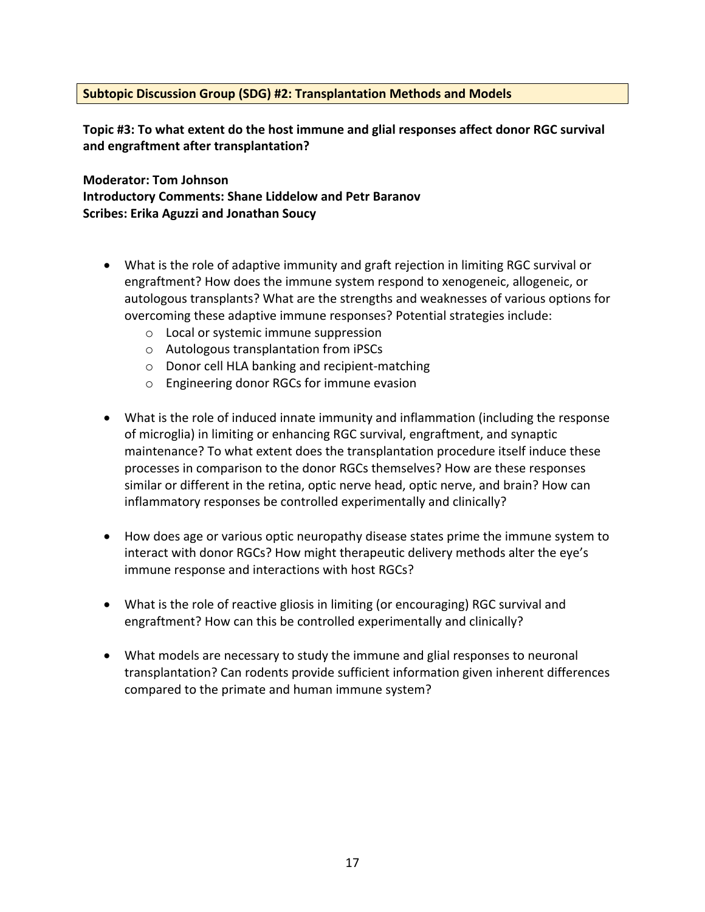**Subtopic Discussion Group (SDG) #2: Transplantation Methods and Models**

**Topic #3: To what extent do the host immune and glial responses affect donor RGC survival and engraftment after transplantation?**

**Moderator: Tom Johnson**
**Introductory Comments: Shane Liddelow and Petr Baranov**
**Scribes: Erika Aguzzi and Jonathan Soucy**

- What is the role of adaptive immunity and graft rejection in limiting RGC survival or engraftment? How does the immune system respond to xenogeneic, allogeneic, or autologous transplants? What are the strengths and weaknesses of various options for overcoming these adaptive immune responses? Potential strategies include:
    - Local or systemic immune suppression
    - Autologous transplantation from iPSCs
    - Donor cell HLA banking and recipient-matching
    - Engineering donor RGCs for immune evasion

- What is the role of induced innate immunity and inflammation (including the response of microglia) in limiting or enhancing RGC survival, engraftment, and synaptic maintenance? To what extent does the transplantation procedure itself induce these processes in comparison to the donor RGCs themselves? How are these responses similar or different in the retina, optic nerve head, optic nerve, and brain? How can inflammatory responses be controlled experimentally and clinically?

- How does age or various optic neuropathy disease states prime the immune system to interact with donor RGCs? How might therapeutic delivery methods alter the eye's immune response and interactions with host RGCs?

- What is the role of reactive gliosis in limiting (or encouraging) RGC survival and engraftment? How can this be controlled experimentally and clinically?

- What models are necessary to study the immune and glial responses to neuronal transplantation? Can rodents provide sufficient information given inherent differences compared to the primate and human immune system?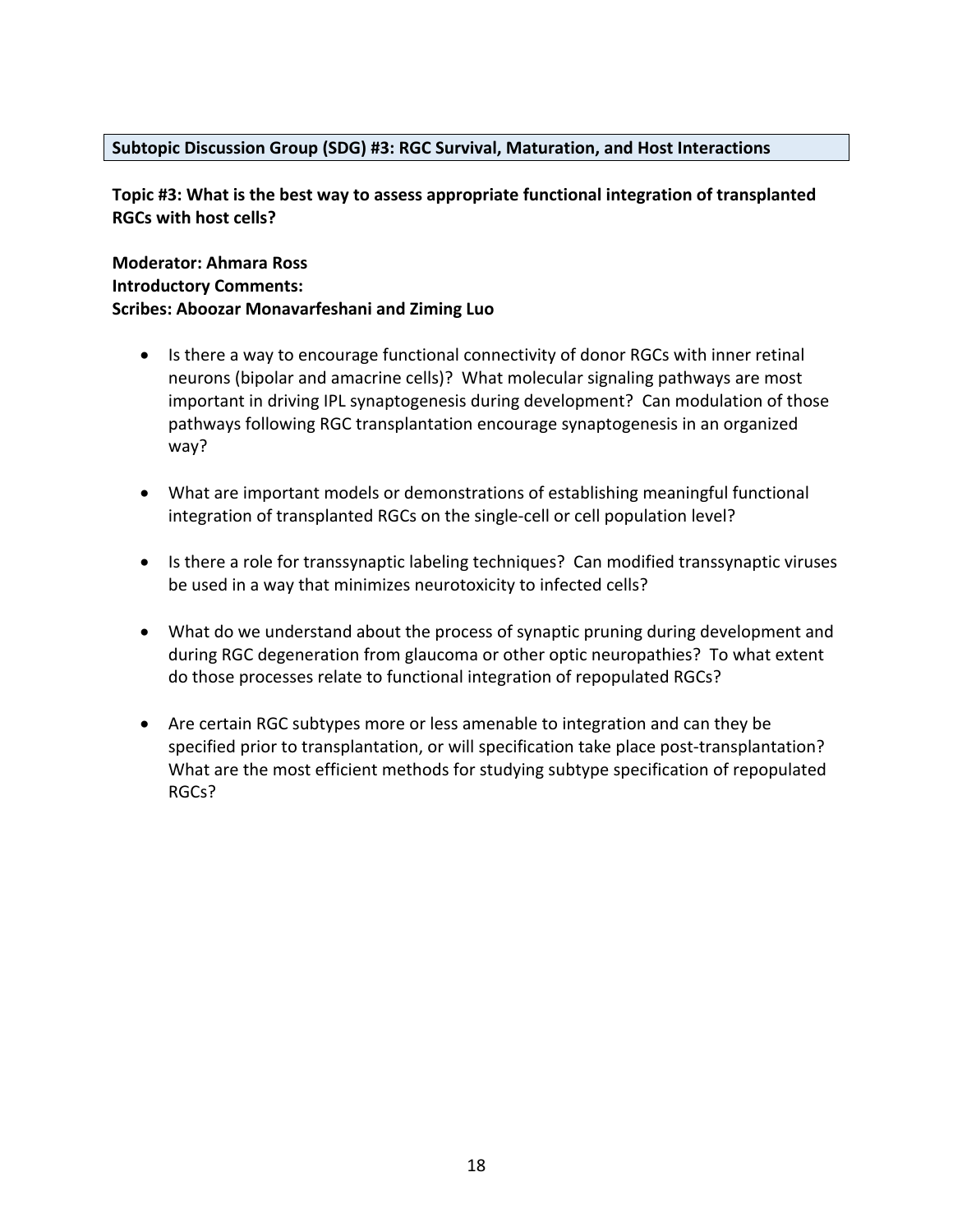**Subtopic Discussion Group (SDG) #3: RGC Survival, Maturation, and Host Interactions**

**Topic #3: What is the best way to assess appropriate functional integration of transplanted RGCs with host cells?**

**Moderator: Ahmara Ross**
**Introductory Comments:**
**Scribes: Aboozar Monavarfeshani and Ziming Luo**

- Is there a way to encourage functional connectivity of donor RGCs with inner retinal neurons (bipolar and amacrine cells)? What molecular signaling pathways are most important in driving IPL synaptogenesis during development? Can modulation of those pathways following RGC transplantation encourage synaptogenesis in an organized way?

- What are important models or demonstrations of establishing meaningful functional integration of transplanted RGCs on the single-cell or cell population level?

- Is there a role for transsynaptic labeling techniques? Can modified transsynaptic viruses be used in a way that minimizes neurotoxicity to infected cells?

- What do we understand about the process of synaptic pruning during development and during RGC degeneration from glaucoma or other optic neuropathies? To what extent do those processes relate to functional integration of repopulated RGCs?

- Are certain RGC subtypes more or less amenable to integration and can they be specified prior to transplantation, or will specification take place post-transplantation? What are the most efficient methods for studying subtype specification of repopulated RGCs?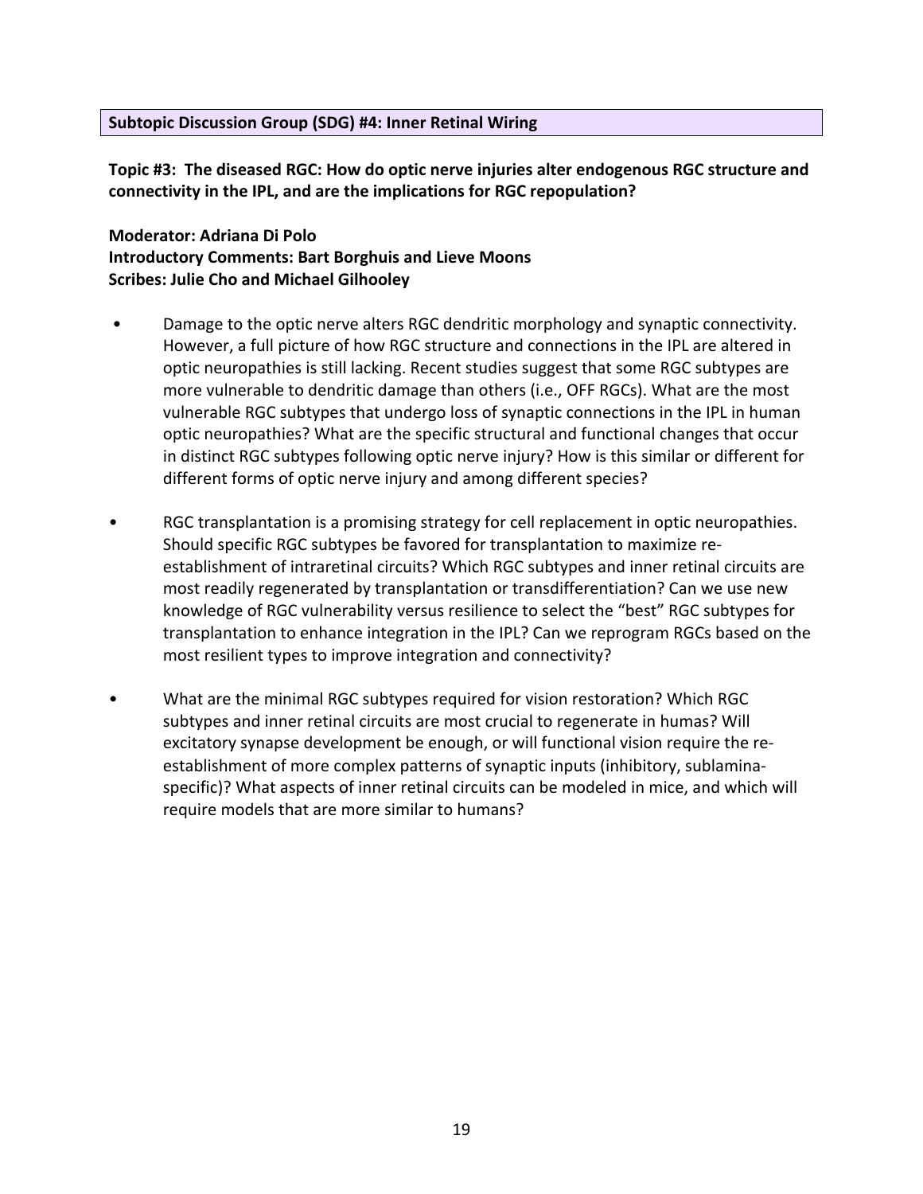## Subtopic Discussion Group (SDG) #4: Inner Retinal Wiring

**Topic #3: The diseased RGC: How do optic nerve injuries alter endogenous RGC structure and connectivity in the IPL, and are the implications for RGC repopulation?**

**Moderator: Adriana Di Polo**
**Introductory Comments: Bart Borghuis and Lieve Moons**
**Scribes: Julie Cho and Michael Gilhooley**

- Damage to the optic nerve alters RGC dendritic morphology and synaptic connectivity. However, a full picture of how RGC structure and connections in the IPL are altered in optic neuropathies is still lacking. Recent studies suggest that some RGC subtypes are more vulnerable to dendritic damage than others (i.e., OFF RGCs). What are the most vulnerable RGC subtypes that undergo loss of synaptic connections in the IPL in human optic neuropathies? What are the specific structural and functional changes that occur in distinct RGC subtypes following optic nerve injury? How is this similar or different for different forms of optic nerve injury and among different species?

- RGC transplantation is a promising strategy for cell replacement in optic neuropathies. Should specific RGC subtypes be favored for transplantation to maximize re-establishment of intraretinal circuits? Which RGC subtypes and inner retinal circuits are most readily regenerated by transplantation or transdifferentiation? Can we use new knowledge of RGC vulnerability versus resilience to select the "best" RGC subtypes for transplantation to enhance integration in the IPL? Can we reprogram RGCs based on the most resilient types to improve integration and connectivity?

- What are the minimal RGC subtypes required for vision restoration? Which RGC subtypes and inner retinal circuits are most crucial to regenerate in humas? Will excitatory synapse development be enough, or will functional vision require the re-establishment of more complex patterns of synaptic inputs (inhibitory, sublamina-specific)? What aspects of inner retinal circuits can be modeled in mice, and which will require models that are more similar to humans?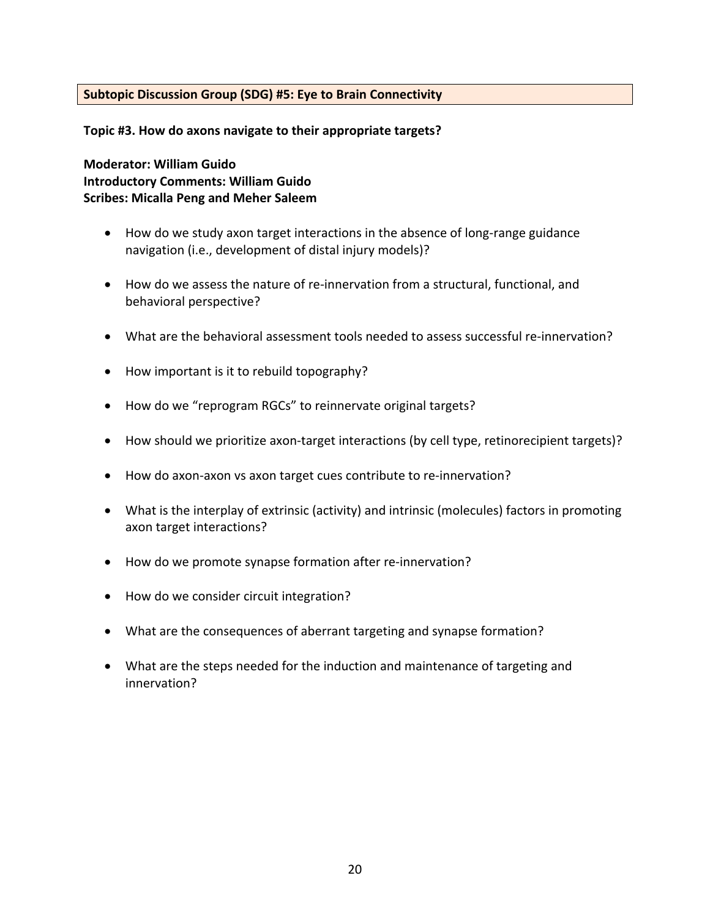**Subtopic Discussion Group (SDG) #5: Eye to Brain Connectivity**

**Topic #3. How do axons navigate to their appropriate targets?**

**Moderator: William Guido**
**Introductory Comments: William Guido**
**Scribes: Micalla Peng and Meher Saleem**

- How do we study axon target interactions in the absence of long-range guidance navigation (i.e., development of distal injury models)?
- How do we assess the nature of re-innervation from a structural, functional, and behavioral perspective?
- What are the behavioral assessment tools needed to assess successful re-innervation?
- How important is it to rebuild topography?
- How do we "reprogram RGCs" to reinnervate original targets?
- How should we prioritize axon-target interactions (by cell type, retinorecipient targets)?
- How do axon-axon vs axon target cues contribute to re-innervation?
- What is the interplay of extrinsic (activity) and intrinsic (molecules) factors in promoting axon target interactions?
- How do we promote synapse formation after re-innervation?
- How do we consider circuit integration?
- What are the consequences of aberrant targeting and synapse formation?
- What are the steps needed for the induction and maintenance of targeting and innervation?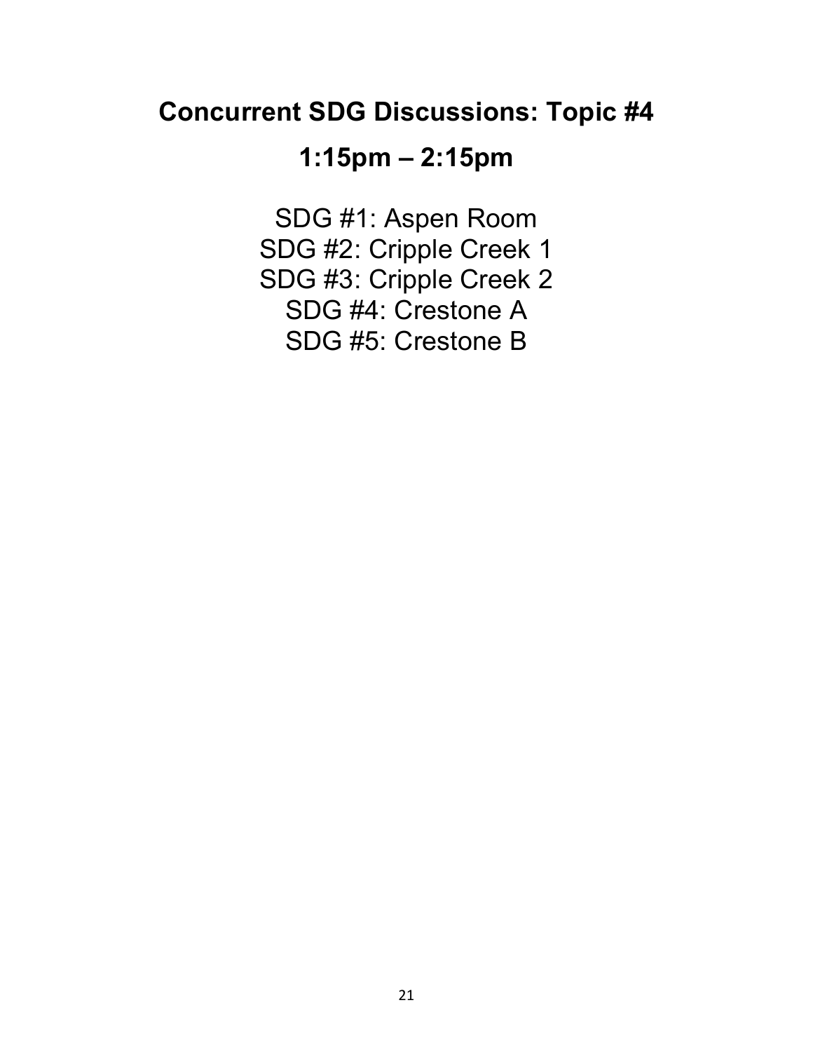## Concurrent SDG Discussions: Topic #4

## 1:15pm – 2:15pm

SDG #1: Aspen Room
SDG #2: Cripple Creek 1
SDG #3: Cripple Creek 2
SDG #4: Crestone A
SDG #5: Crestone B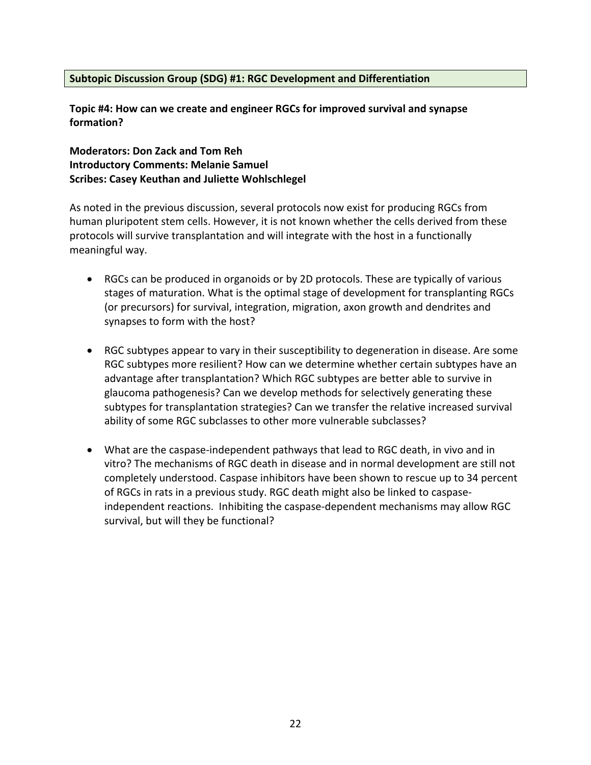**Subtopic Discussion Group (SDG) #1: RGC Development and Differentiation**

**Topic #4: How can we create and engineer RGCs for improved survival and synapse formation?**

**Moderators: Don Zack and Tom Reh**
**Introductory Comments: Melanie Samuel**
**Scribes: Casey Keuthan and Juliette Wohlschlegel**

As noted in the previous discussion, several protocols now exist for producing RGCs from human pluripotent stem cells. However, it is not known whether the cells derived from these protocols will survive transplantation and will integrate with the host in a functionally meaningful way.

- RGCs can be produced in organoids or by 2D protocols. These are typically of various stages of maturation. What is the optimal stage of development for transplanting RGCs (or precursors) for survival, integration, migration, axon growth and dendrites and synapses to form with the host?
- RGC subtypes appear to vary in their susceptibility to degeneration in disease. Are some RGC subtypes more resilient? How can we determine whether certain subtypes have an advantage after transplantation? Which RGC subtypes are better able to survive in glaucoma pathogenesis? Can we develop methods for selectively generating these subtypes for transplantation strategies? Can we transfer the relative increased survival ability of some RGC subclasses to other more vulnerable subclasses?
- What are the caspase-independent pathways that lead to RGC death, in vivo and in vitro? The mechanisms of RGC death in disease and in normal development are still not completely understood. Caspase inhibitors have been shown to rescue up to 34 percent of RGCs in rats in a previous study. RGC death might also be linked to caspase-independent reactions. Inhibiting the caspase-dependent mechanisms may allow RGC survival, but will they be functional?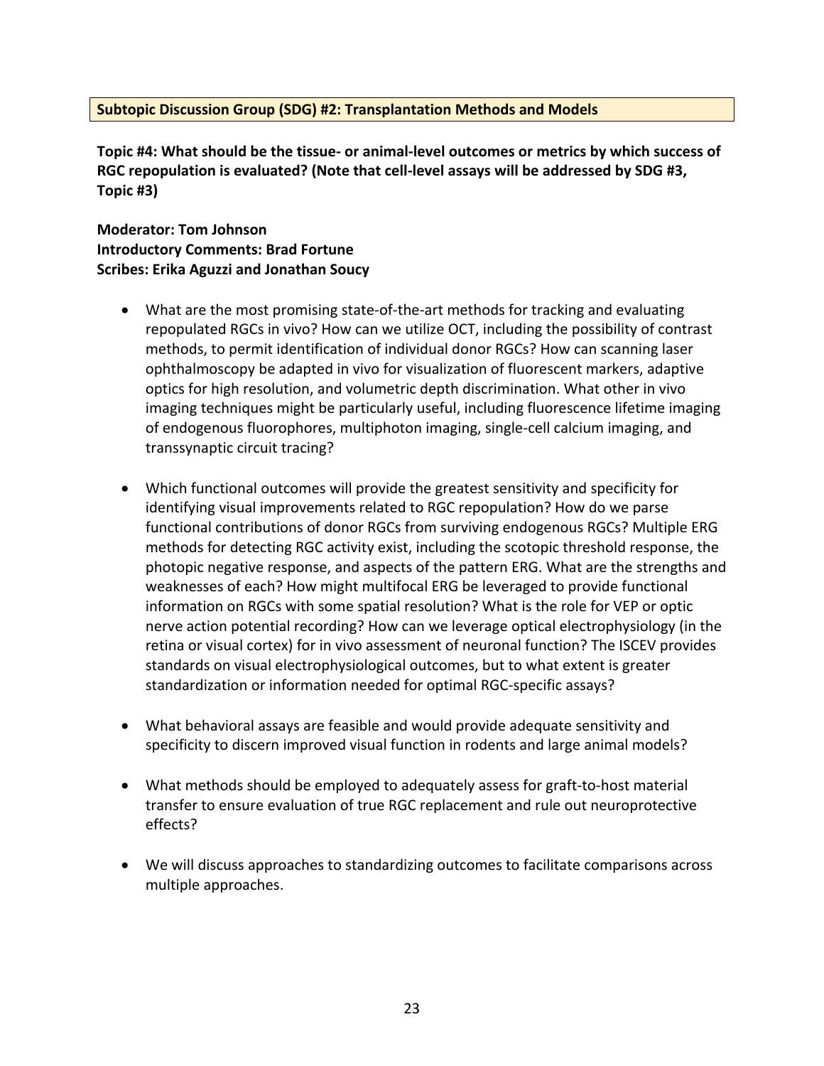**Subtopic Discussion Group (SDG) #2: Transplantation Methods and Models**

**Topic #4: What should be the tissue- or animal-level outcomes or metrics by which success of RGC repopulation is evaluated? (Note that cell-level assays will be addressed by SDG #3, Topic #3)**

**Moderator: Tom Johnson**
**Introductory Comments: Brad Fortune**
**Scribes: Erika Aguzzi and Jonathan Soucy**

- What are the most promising state-of-the-art methods for tracking and evaluating repopulated RGCs in vivo? How can we utilize OCT, including the possibility of contrast methods, to permit identification of individual donor RGCs? How can scanning laser ophthalmoscopy be adapted in vivo for visualization of fluorescent markers, adaptive optics for high resolution, and volumetric depth discrimination. What other in vivo imaging techniques might be particularly useful, including fluorescence lifetime imaging of endogenous fluorophores, multiphoton imaging, single-cell calcium imaging, and transsynaptic circuit tracing?

- Which functional outcomes will provide the greatest sensitivity and specificity for identifying visual improvements related to RGC repopulation? How do we parse functional contributions of donor RGCs from surviving endogenous RGCs? Multiple ERG methods for detecting RGC activity exist, including the scotopic threshold response, the photopic negative response, and aspects of the pattern ERG. What are the strengths and weaknesses of each? How might multifocal ERG be leveraged to provide functional information on RGCs with some spatial resolution? What is the role for VEP or optic nerve action potential recording? How can we leverage optical electrophysiology (in the retina or visual cortex) for in vivo assessment of neuronal function? The ISCEV provides standards on visual electrophysiological outcomes, but to what extent is greater standardization or information needed for optimal RGC-specific assays?

- What behavioral assays are feasible and would provide adequate sensitivity and specificity to discern improved visual function in rodents and large animal models?

- What methods should be employed to adequately assess for graft-to-host material transfer to ensure evaluation of true RGC replacement and rule out neuroprotective effects?

- We will discuss approaches to standardizing outcomes to facilitate comparisons across multiple approaches.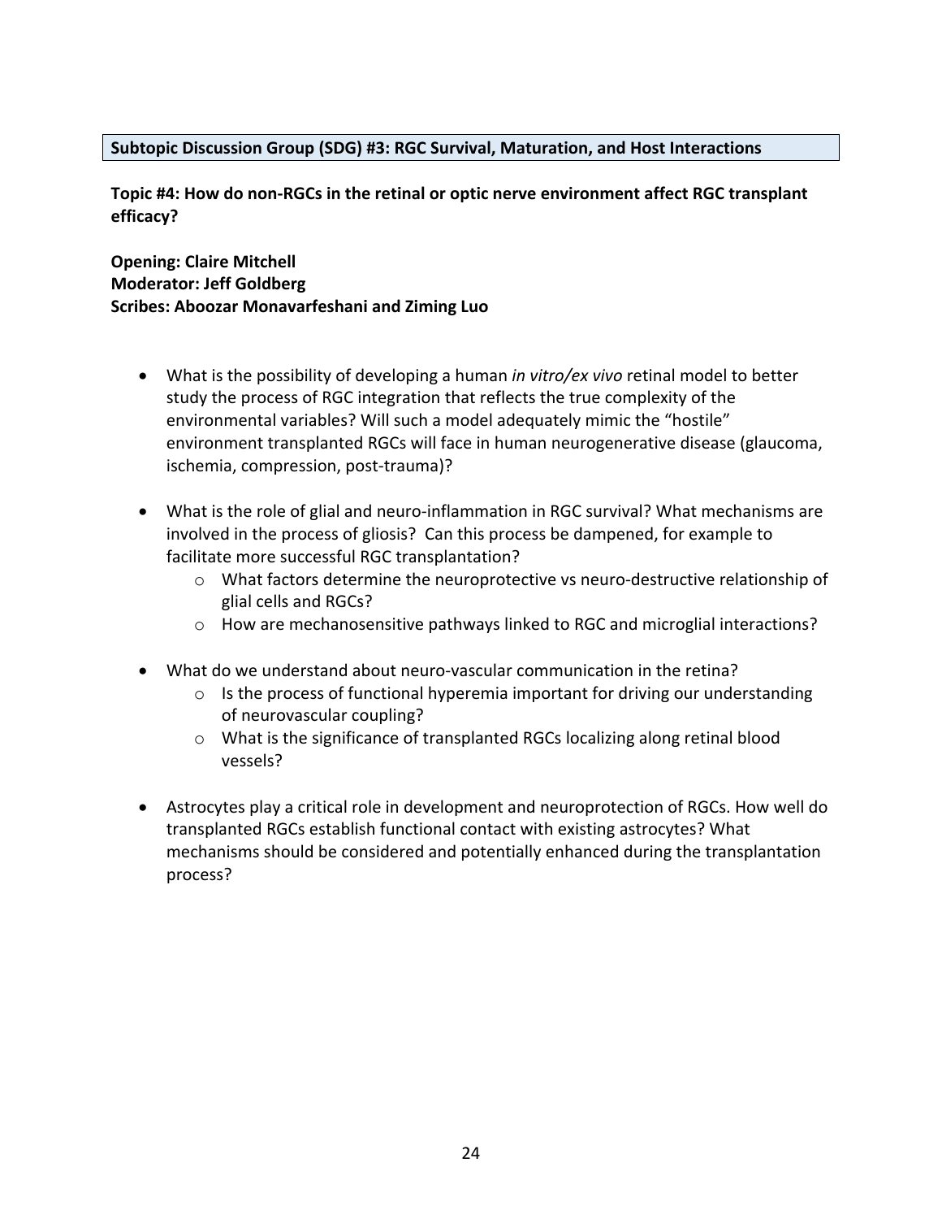## Subtopic Discussion Group (SDG) #3: RGC Survival, Maturation, and Host Interactions

**Topic #4: How do non-RGCs in the retinal or optic nerve environment affect RGC transplant efficacy?**

**Opening: Claire Mitchell**
**Moderator: Jeff Goldberg**
**Scribes: Aboozar Monavarfeshani and Ziming Luo**

- What is the possibility of developing a human *in vitro/ex vivo* retinal model to better study the process of RGC integration that reflects the true complexity of the environmental variables? Will such a model adequately mimic the "hostile" environment transplanted RGCs will face in human neurogenerative disease (glaucoma, ischemia, compression, post-trauma)?

- What is the role of glial and neuro-inflammation in RGC survival? What mechanisms are involved in the process of gliosis? Can this process be dampened, for example to facilitate more successful RGC transplantation?
  - What factors determine the neuroprotective vs neuro-destructive relationship of glial cells and RGCs?
  - How are mechanosensitive pathways linked to RGC and microglial interactions?

- What do we understand about neuro-vascular communication in the retina?
  - Is the process of functional hyperemia important for driving our understanding of neurovascular coupling?
  - What is the significance of transplanted RGCs localizing along retinal blood vessels?

- Astrocytes play a critical role in development and neuroprotection of RGCs. How well do transplanted RGCs establish functional contact with existing astrocytes? What mechanisms should be considered and potentially enhanced during the transplantation process?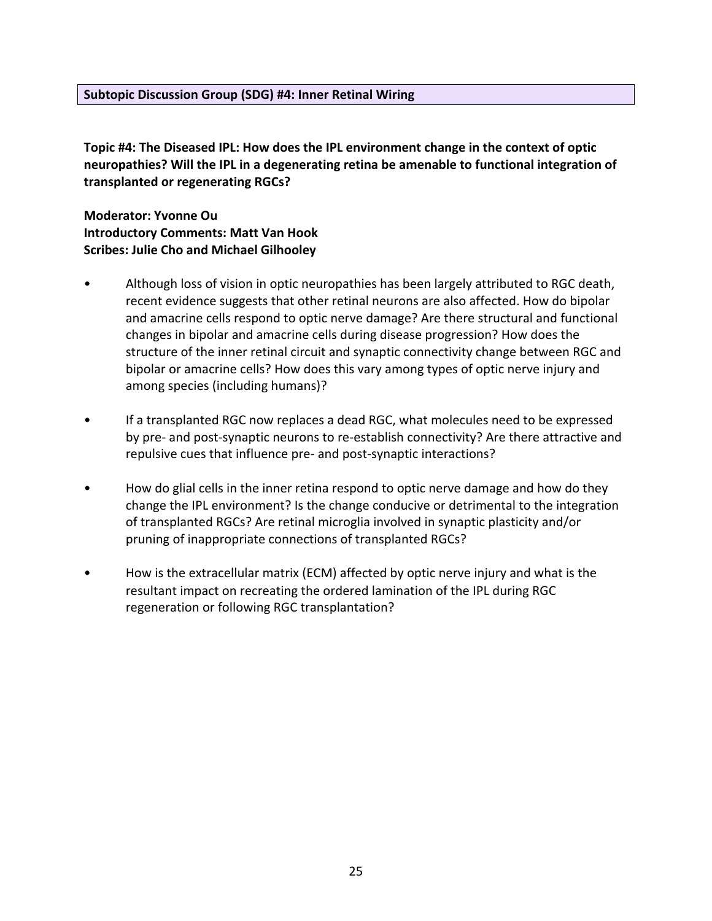## Subtopic Discussion Group (SDG) #4: Inner Retinal Wiring

**Topic #4: The Diseased IPL: How does the IPL environment change in the context of optic neuropathies? Will the IPL in a degenerating retina be amenable to functional integration of transplanted or regenerating RGCs?**

**Moderator: Yvonne Ou**
**Introductory Comments: Matt Van Hook**
**Scribes: Julie Cho and Michael Gilhooley**

- Although loss of vision in optic neuropathies has been largely attributed to RGC death, recent evidence suggests that other retinal neurons are also affected. How do bipolar and amacrine cells respond to optic nerve damage? Are there structural and functional changes in bipolar and amacrine cells during disease progression? How does the structure of the inner retinal circuit and synaptic connectivity change between RGC and bipolar or amacrine cells? How does this vary among types of optic nerve injury and among species (including humans)?

- If a transplanted RGC now replaces a dead RGC, what molecules need to be expressed by pre- and post-synaptic neurons to re-establish connectivity? Are there attractive and repulsive cues that influence pre- and post-synaptic interactions?

- How do glial cells in the inner retina respond to optic nerve damage and how do they change the IPL environment? Is the change conducive or detrimental to the integration of transplanted RGCs? Are retinal microglia involved in synaptic plasticity and/or pruning of inappropriate connections of transplanted RGCs?

- How is the extracellular matrix (ECM) affected by optic nerve injury and what is the resultant impact on recreating the ordered lamination of the IPL during RGC regeneration or following RGC transplantation?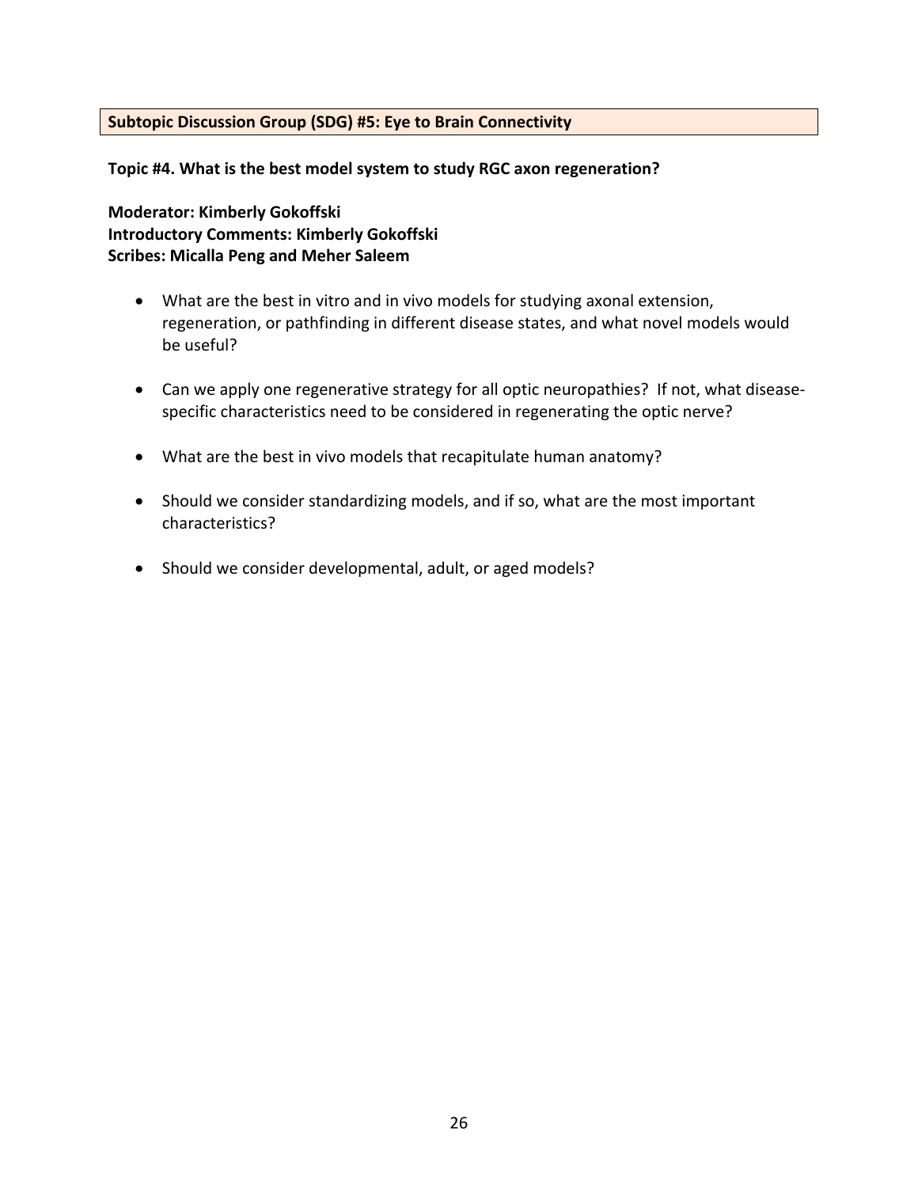## Subtopic Discussion Group (SDG) #5: Eye to Brain Connectivity

**Topic #4. What is the best model system to study RGC axon regeneration?**

**Moderator: Kimberly Gokoffski**
**Introductory Comments: Kimberly Gokoffski**
**Scribes: Micalla Peng and Meher Saleem**

- What are the best in vitro and in vivo models for studying axonal extension, regeneration, or pathfinding in different disease states, and what novel models would be useful?

- Can we apply one regenerative strategy for all optic neuropathies? If not, what disease-specific characteristics need to be considered in regenerating the optic nerve?

- What are the best in vivo models that recapitulate human anatomy?

- Should we consider standardizing models, and if so, what are the most important characteristics?

- Should we consider developmental, adult, or aged models?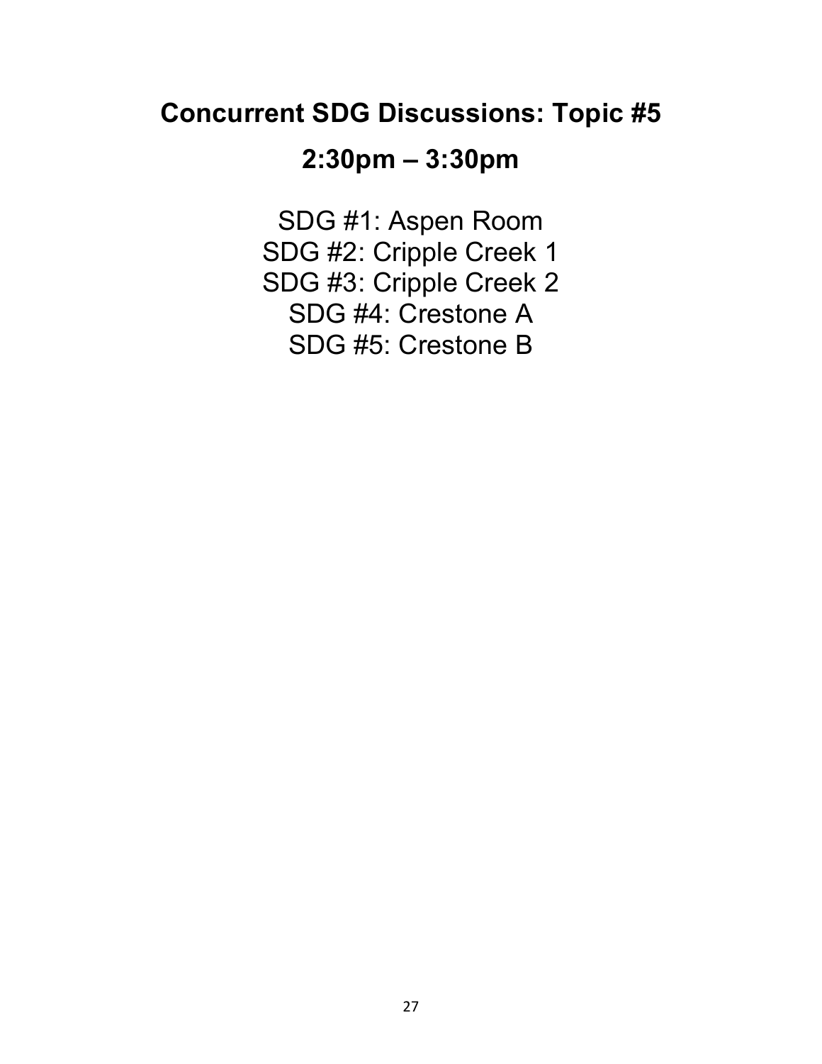# Concurrent SDG Discussions: Topic #5

## 2:30pm – 3:30pm

SDG #1: Aspen Room
SDG #2: Cripple Creek 1
SDG #3: Cripple Creek 2
SDG #4: Crestone A
SDG #5: Crestone B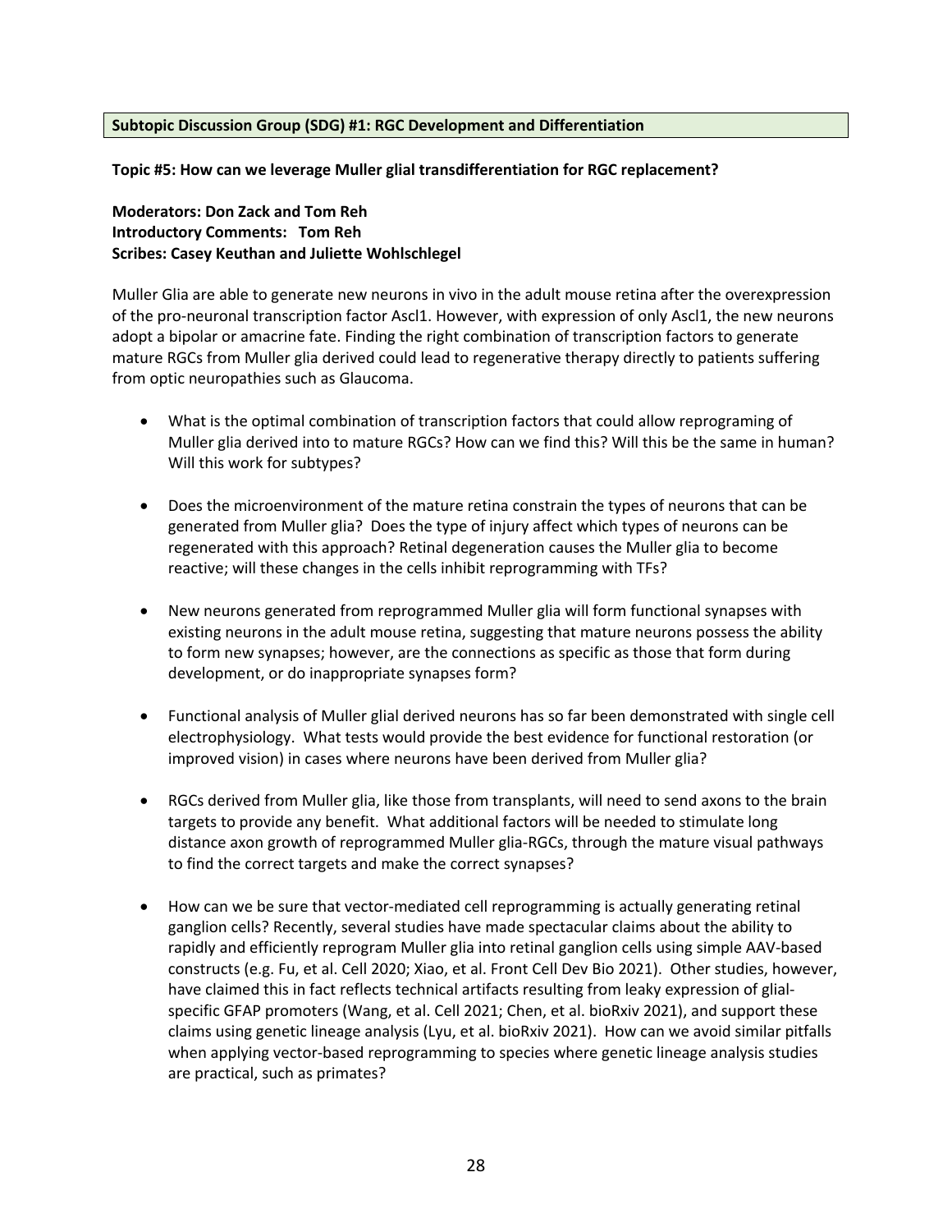**Subtopic Discussion Group (SDG) #1: RGC Development and Differentiation**

**Topic #5: How can we leverage Muller glial transdifferentiation for RGC replacement?**

**Moderators: Don Zack and Tom Reh**
**Introductory Comments: Tom Reh**
**Scribes: Casey Keuthan and Juliette Wohlschlegel**

Muller Glia are able to generate new neurons in vivo in the adult mouse retina after the overexpression of the pro-neuronal transcription factor Ascl1. However, with expression of only Ascl1, the new neurons adopt a bipolar or amacrine fate. Finding the right combination of transcription factors to generate mature RGCs from Muller glia derived could lead to regenerative therapy directly to patients suffering from optic neuropathies such as Glaucoma.

- What is the optimal combination of transcription factors that could allow reprograming of Muller glia derived into to mature RGCs? How can we find this? Will this be the same in human? Will this work for subtypes?

- Does the microenvironment of the mature retina constrain the types of neurons that can be generated from Muller glia? Does the type of injury affect which types of neurons can be regenerated with this approach? Retinal degeneration causes the Muller glia to become reactive; will these changes in the cells inhibit reprogramming with TFs?

- New neurons generated from reprogrammed Muller glia will form functional synapses with existing neurons in the adult mouse retina, suggesting that mature neurons possess the ability to form new synapses; however, are the connections as specific as those that form during development, or do inappropriate synapses form?

- Functional analysis of Muller glial derived neurons has so far been demonstrated with single cell electrophysiology. What tests would provide the best evidence for functional restoration (or improved vision) in cases where neurons have been derived from Muller glia?

- RGCs derived from Muller glia, like those from transplants, will need to send axons to the brain targets to provide any benefit. What additional factors will be needed to stimulate long distance axon growth of reprogrammed Muller glia-RGCs, through the mature visual pathways to find the correct targets and make the correct synapses?

- How can we be sure that vector-mediated cell reprogramming is actually generating retinal ganglion cells? Recently, several studies have made spectacular claims about the ability to rapidly and efficiently reprogram Muller glia into retinal ganglion cells using simple AAV-based constructs (e.g. Fu, et al. Cell 2020; Xiao, et al. Front Cell Dev Bio 2021). Other studies, however, have claimed this in fact reflects technical artifacts resulting from leaky expression of glial-specific GFAP promoters (Wang, et al. Cell 2021; Chen, et al. bioRxiv 2021), and support these claims using genetic lineage analysis (Lyu, et al. bioRxiv 2021). How can we avoid similar pitfalls when applying vector-based reprogramming to species where genetic lineage analysis studies are practical, such as primates?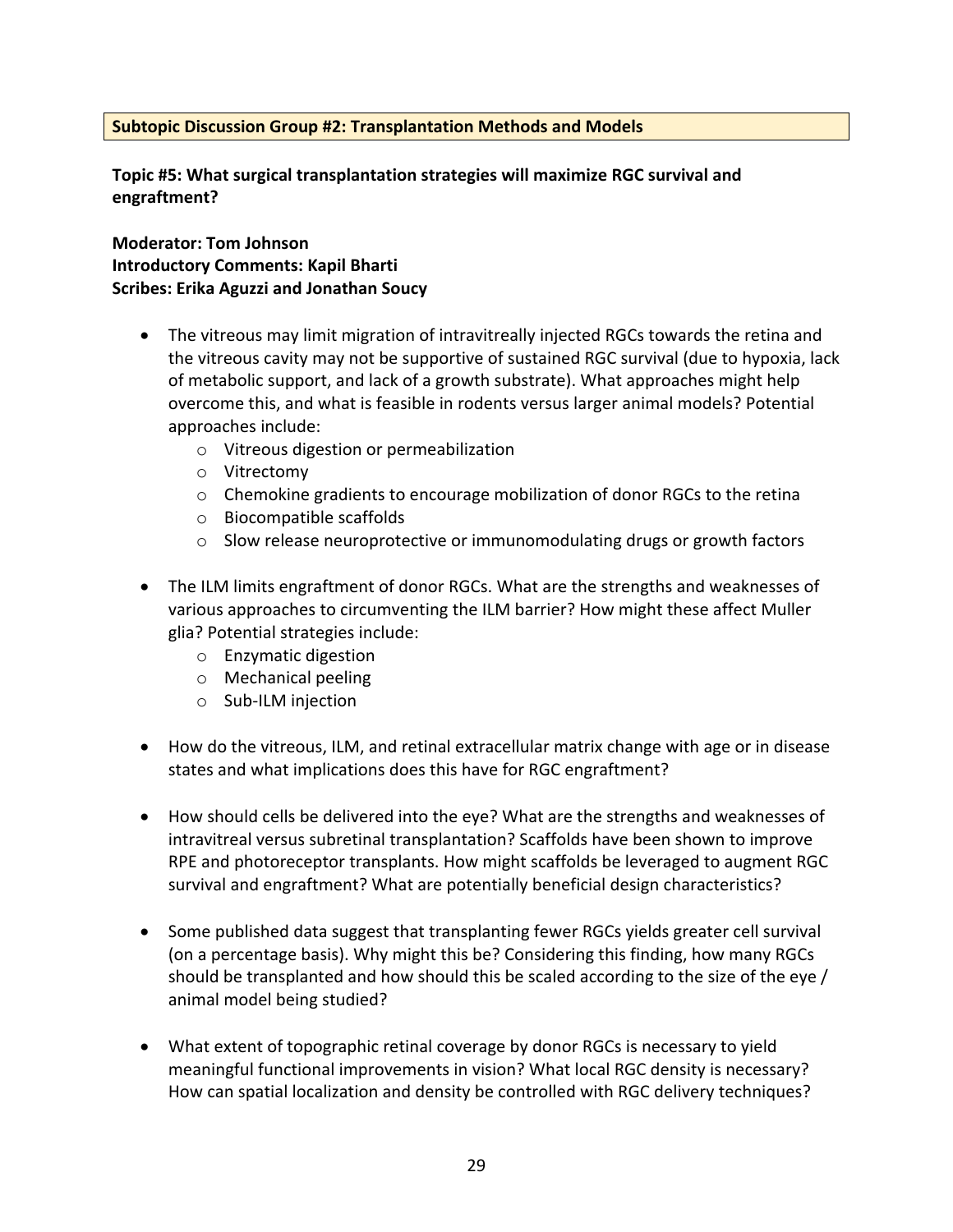**Subtopic Discussion Group #2: Transplantation Methods and Models**

**Topic #5: What surgical transplantation strategies will maximize RGC survival and engraftment?**

**Moderator: Tom Johnson**
**Introductory Comments: Kapil Bharti**
**Scribes: Erika Aguzzi and Jonathan Soucy**

- The vitreous may limit migration of intravitreally injected RGCs towards the retina and the vitreous cavity may not be supportive of sustained RGC survival (due to hypoxia, lack of metabolic support, and lack of a growth substrate). What approaches might help overcome this, and what is feasible in rodents versus larger animal models? Potential approaches include:
  - Vitreous digestion or permeabilization
  - Vitrectomy
  - Chemokine gradients to encourage mobilization of donor RGCs to the retina
  - Biocompatible scaffolds
  - Slow release neuroprotective or immunomodulating drugs or growth factors

- The ILM limits engraftment of donor RGCs. What are the strengths and weaknesses of various approaches to circumventing the ILM barrier? How might these affect Muller glia? Potential strategies include:
  - Enzymatic digestion
  - Mechanical peeling
  - Sub-ILM injection

- How do the vitreous, ILM, and retinal extracellular matrix change with age or in disease states and what implications does this have for RGC engraftment?

- How should cells be delivered into the eye? What are the strengths and weaknesses of intravitreal versus subretinal transplantation? Scaffolds have been shown to improve RPE and photoreceptor transplants. How might scaffolds be leveraged to augment RGC survival and engraftment? What are potentially beneficial design characteristics?

- Some published data suggest that transplanting fewer RGCs yields greater cell survival (on a percentage basis). Why might this be? Considering this finding, how many RGCs should be transplanted and how should this be scaled according to the size of the eye / animal model being studied?

- What extent of topographic retinal coverage by donor RGCs is necessary to yield meaningful functional improvements in vision? What local RGC density is necessary? How can spatial localization and density be controlled with RGC delivery techniques?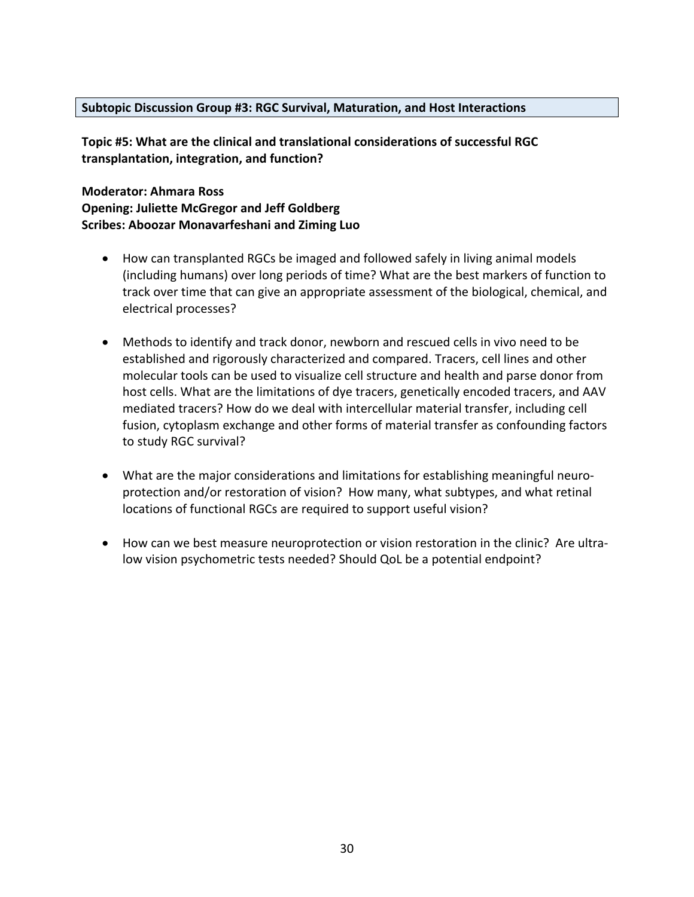**Subtopic Discussion Group #3: RGC Survival, Maturation, and Host Interactions**

**Topic #5: What are the clinical and translational considerations of successful RGC transplantation, integration, and function?**

**Moderator: Ahmara Ross**
**Opening: Juliette McGregor and Jeff Goldberg**
**Scribes: Aboozar Monavarfeshani and Ziming Luo**

- How can transplanted RGCs be imaged and followed safely in living animal models (including humans) over long periods of time? What are the best markers of function to track over time that can give an appropriate assessment of the biological, chemical, and electrical processes?

- Methods to identify and track donor, newborn and rescued cells in vivo need to be established and rigorously characterized and compared. Tracers, cell lines and other molecular tools can be used to visualize cell structure and health and parse donor from host cells. What are the limitations of dye tracers, genetically encoded tracers, and AAV mediated tracers? How do we deal with intercellular material transfer, including cell fusion, cytoplasm exchange and other forms of material transfer as confounding factors to study RGC survival?

- What are the major considerations and limitations for establishing meaningful neuro-protection and/or restoration of vision? How many, what subtypes, and what retinal locations of functional RGCs are required to support useful vision?

- How can we best measure neuroprotection or vision restoration in the clinic? Are ultra-low vision psychometric tests needed? Should QoL be a potential endpoint?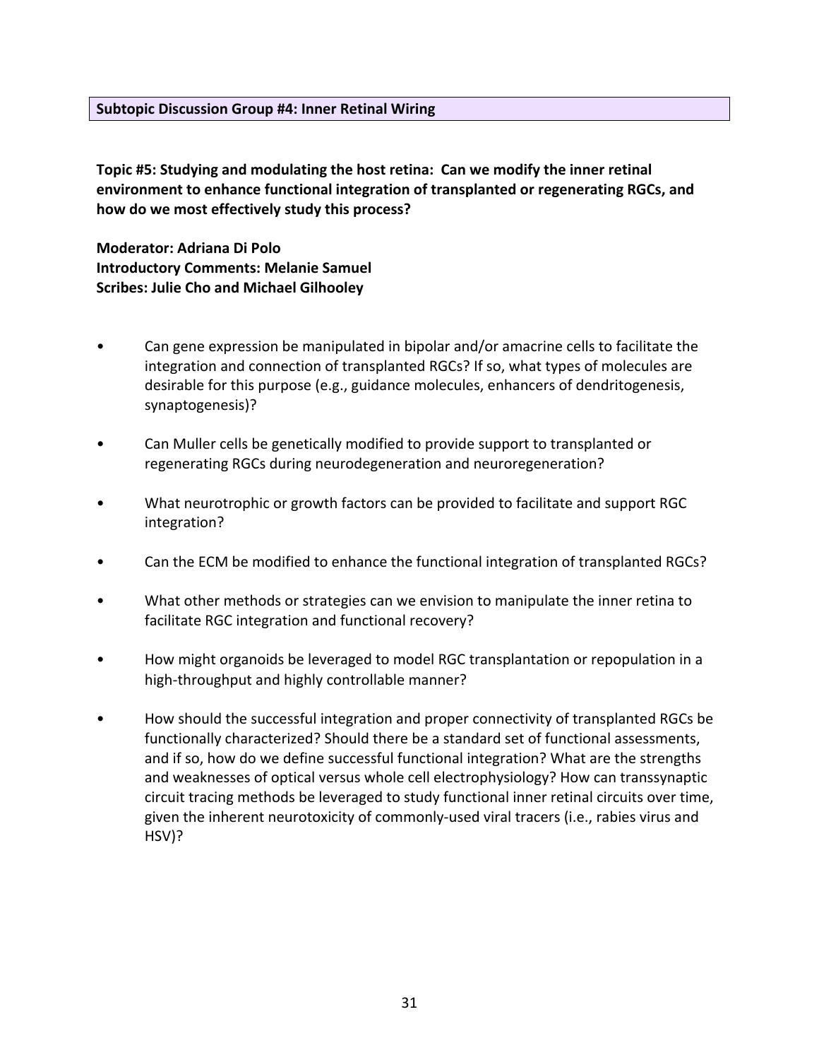**Subtopic Discussion Group #4: Inner Retinal Wiring**

**Topic #5: Studying and modulating the host retina: Can we modify the inner retinal environment to enhance functional integration of transplanted or regenerating RGCs, and how do we most effectively study this process?**

**Moderator: Adriana Di Polo**
**Introductory Comments: Melanie Samuel**
**Scribes: Julie Cho and Michael Gilhooley**

- Can gene expression be manipulated in bipolar and/or amacrine cells to facilitate the integration and connection of transplanted RGCs? If so, what types of molecules are desirable for this purpose (e.g., guidance molecules, enhancers of dendritogenesis, synaptogenesis)?

- Can Muller cells be genetically modified to provide support to transplanted or regenerating RGCs during neurodegeneration and neuroregeneration?

- What neurotrophic or growth factors can be provided to facilitate and support RGC integration?

- Can the ECM be modified to enhance the functional integration of transplanted RGCs?

- What other methods or strategies can we envision to manipulate the inner retina to facilitate RGC integration and functional recovery?

- How might organoids be leveraged to model RGC transplantation or repopulation in a high-throughput and highly controllable manner?

- How should the successful integration and proper connectivity of transplanted RGCs be functionally characterized? Should there be a standard set of functional assessments, and if so, how do we define successful functional integration? What are the strengths and weaknesses of optical versus whole cell electrophysiology? How can transsynaptic circuit tracing methods be leveraged to study functional inner retinal circuits over time, given the inherent neurotoxicity of commonly-used viral tracers (i.e., rabies virus and HSV)?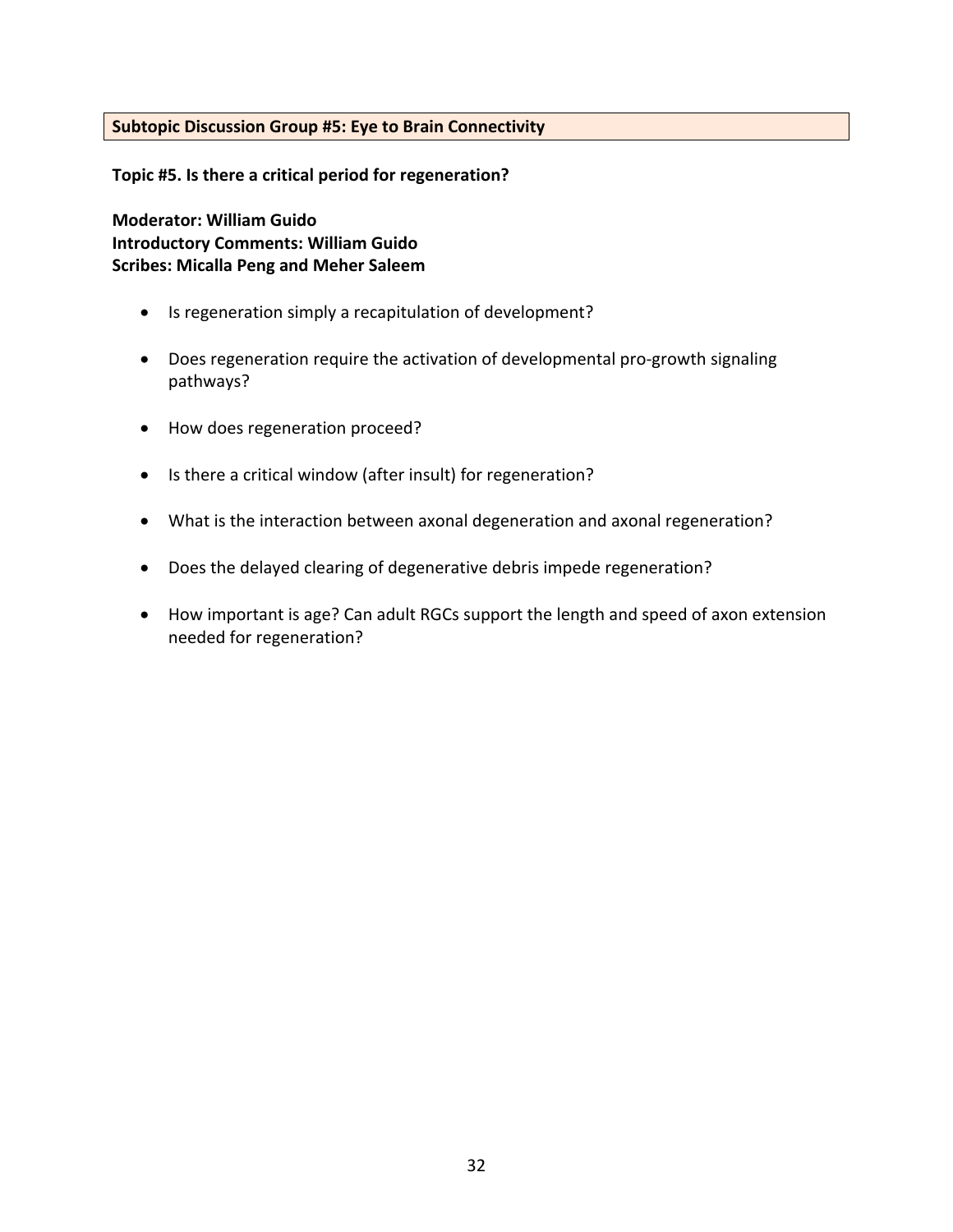**Subtopic Discussion Group #5: Eye to Brain Connectivity**

**Topic #5. Is there a critical period for regeneration?**

**Moderator: William Guido**
**Introductory Comments: William Guido**
**Scribes: Micalla Peng and Meher Saleem**

- Is regeneration simply a recapitulation of development?
- Does regeneration require the activation of developmental pro-growth signaling pathways?
- How does regeneration proceed?
- Is there a critical window (after insult) for regeneration?
- What is the interaction between axonal degeneration and axonal regeneration?
- Does the delayed clearing of degenerative debris impede regeneration?
- How important is age? Can adult RGCs support the length and speed of axon extension needed for regeneration?